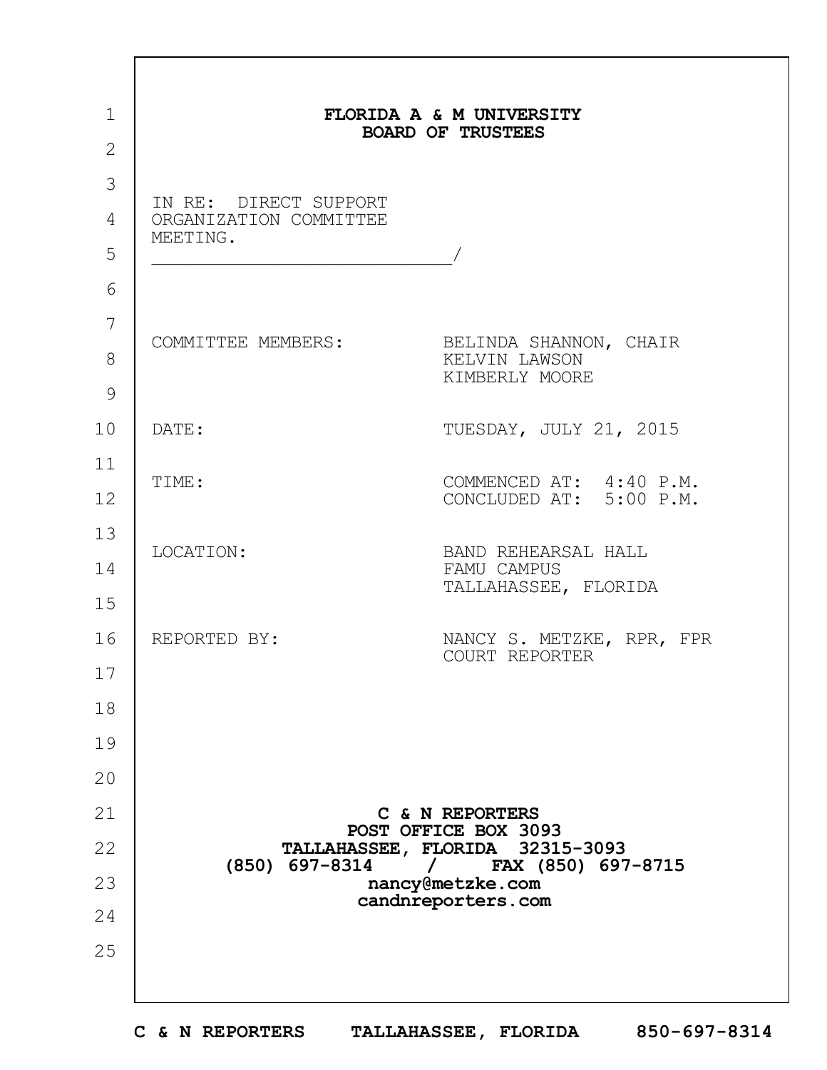# FLORIDA A & M UNIVERSITY
## BOARD OF TRUSTEES

IN RE: DIRECT SUPPORT ORGANIZATION COMMITTEE MEETING.
_____________________________/

| | |
|---|---|
| COMMITTEE MEMBERS: | BELINDA SHANNON, CHAIR<br>KELVIN LAWSON<br>KIMBERLY MOORE |
| DATE: | TUESDAY, JULY 21, 2015 |
| TIME: | COMMENCED AT: 4:40 P.M.<br>CONCLUDED AT: 5:00 P.M. |
| LOCATION: | BAND REHEARSAL HALL<br>FAMU CAMPUS<br>TALLAHASSEE, FLORIDA |
| REPORTED BY: | NANCY S. METZKE, RPR, FPR<br>COURT REPORTER |

**C & N REPORTERS**
**POST OFFICE BOX 3093**
**TALLAHASSEE, FLORIDA 32315-3093**
**(850) 697-8314 / FAX (850) 697-8715**
**nancy@metzke.com**
**candnreporters.com**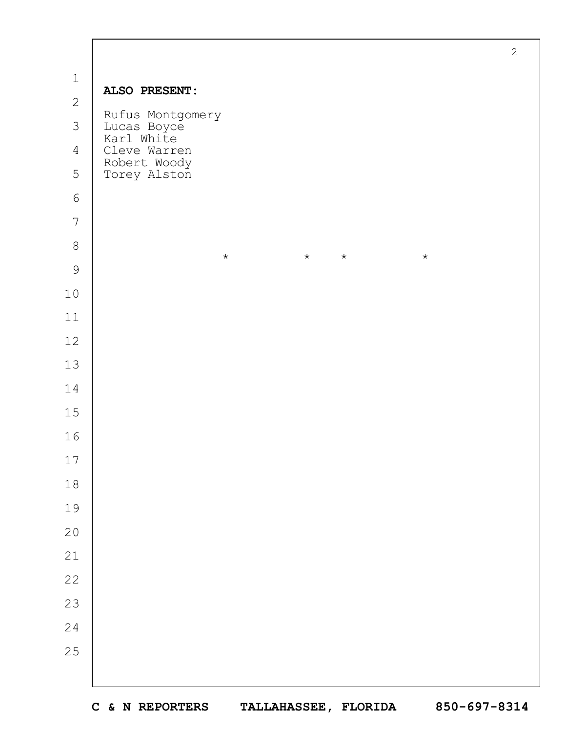**ALSO PRESENT:**

Rufus Montgomery
Lucas Boyce
Karl White
Cleve Warren
Robert Woody
Torey Alston

\* \* \* \*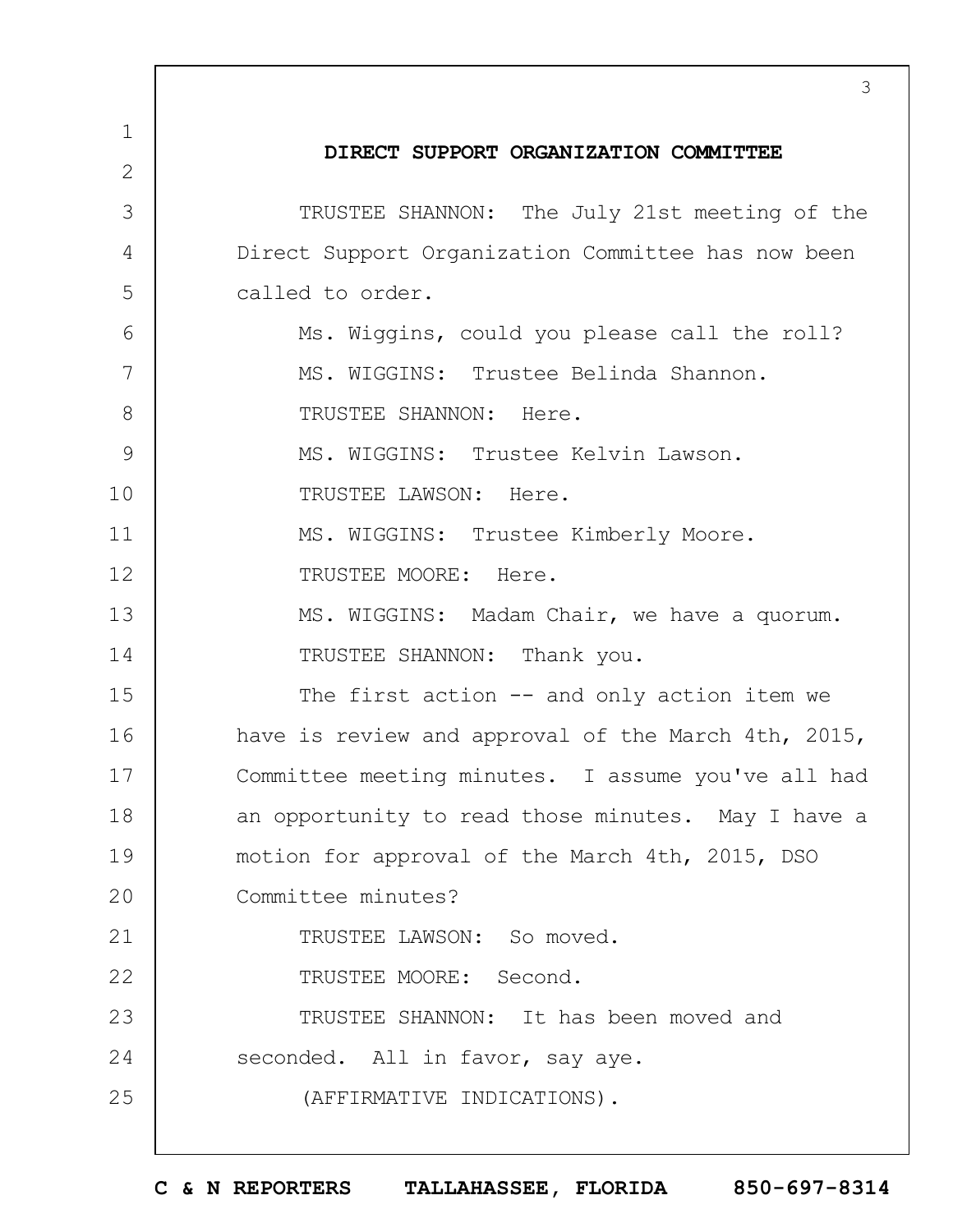## DIRECT SUPPORT ORGANIZATION COMMITTEE

TRUSTEE SHANNON: The July 21st meeting of the Direct Support Organization Committee has now been called to order.

Ms. Wiggins, could you please call the roll?

MS. WIGGINS: Trustee Belinda Shannon.

TRUSTEE SHANNON: Here.

MS. WIGGINS: Trustee Kelvin Lawson.

TRUSTEE LAWSON: Here.

MS. WIGGINS: Trustee Kimberly Moore.

TRUSTEE MOORE: Here.

MS. WIGGINS: Madam Chair, we have a quorum.

TRUSTEE SHANNON: Thank you.

The first action -- and only action item we have is review and approval of the March 4th, 2015, Committee meeting minutes. I assume you've all had an opportunity to read those minutes. May I have a motion for approval of the March 4th, 2015, DSO Committee minutes?

TRUSTEE LAWSON: So moved.

TRUSTEE MOORE: Second.

TRUSTEE SHANNON: It has been moved and seconded. All in favor, say aye.

(AFFIRMATIVE INDICATIONS).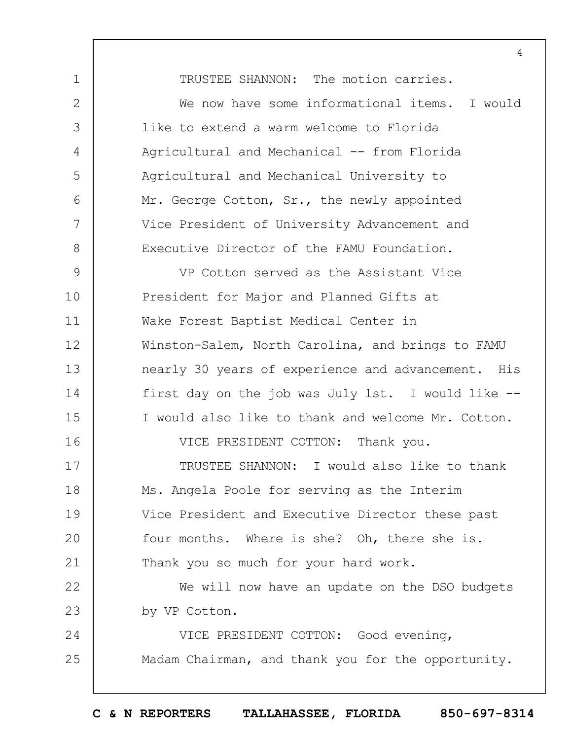TRUSTEE SHANNON: The motion carries.

We now have some informational items. I would like to extend a warm welcome to Florida Agricultural and Mechanical -- from Florida Agricultural and Mechanical University to Mr. George Cotton, Sr., the newly appointed Vice President of University Advancement and Executive Director of the FAMU Foundation.

VP Cotton served as the Assistant Vice President for Major and Planned Gifts at Wake Forest Baptist Medical Center in Winston-Salem, North Carolina, and brings to FAMU nearly 30 years of experience and advancement. His first day on the job was July 1st. I would like -- I would also like to thank and welcome Mr. Cotton.

VICE PRESIDENT COTTON: Thank you.

TRUSTEE SHANNON: I would also like to thank Ms. Angela Poole for serving as the Interim Vice President and Executive Director these past four months. Where is she? Oh, there she is. Thank you so much for your hard work.

We will now have an update on the DSO budgets by VP Cotton.

VICE PRESIDENT COTTON: Good evening, Madam Chairman, and thank you for the opportunity.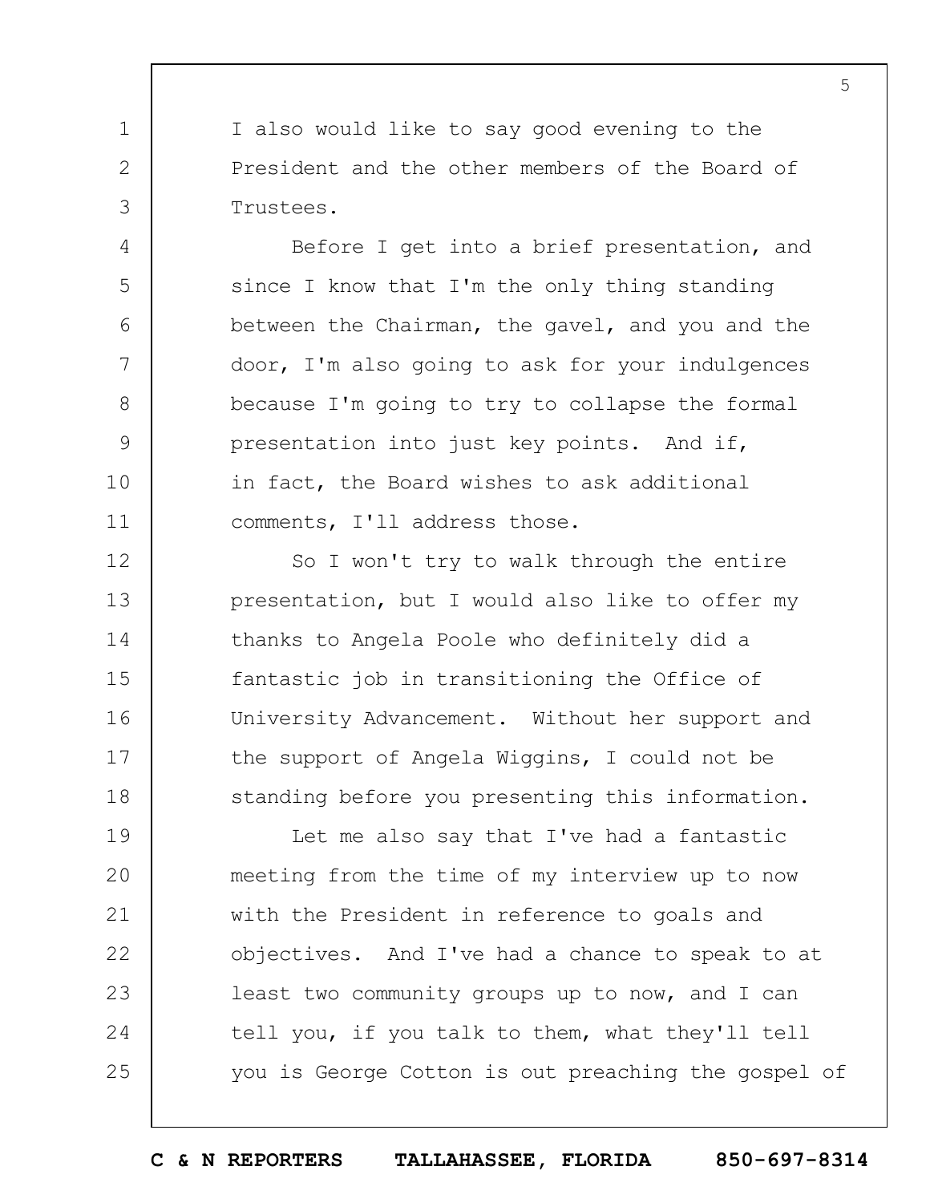I also would like to say good evening to the President and the other members of the Board of Trustees.

Before I get into a brief presentation, and since I know that I'm the only thing standing between the Chairman, the gavel, and you and the door, I'm also going to ask for your indulgences because I'm going to try to collapse the formal presentation into just key points. And if, in fact, the Board wishes to ask additional comments, I'll address those.

So I won't try to walk through the entire presentation, but I would also like to offer my thanks to Angela Poole who definitely did a fantastic job in transitioning the Office of University Advancement. Without her support and the support of Angela Wiggins, I could not be standing before you presenting this information.

Let me also say that I've had a fantastic meeting from the time of my interview up to now with the President in reference to goals and objectives. And I've had a chance to speak to at least two community groups up to now, and I can tell you, if you talk to them, what they'll tell you is George Cotton is out preaching the gospel of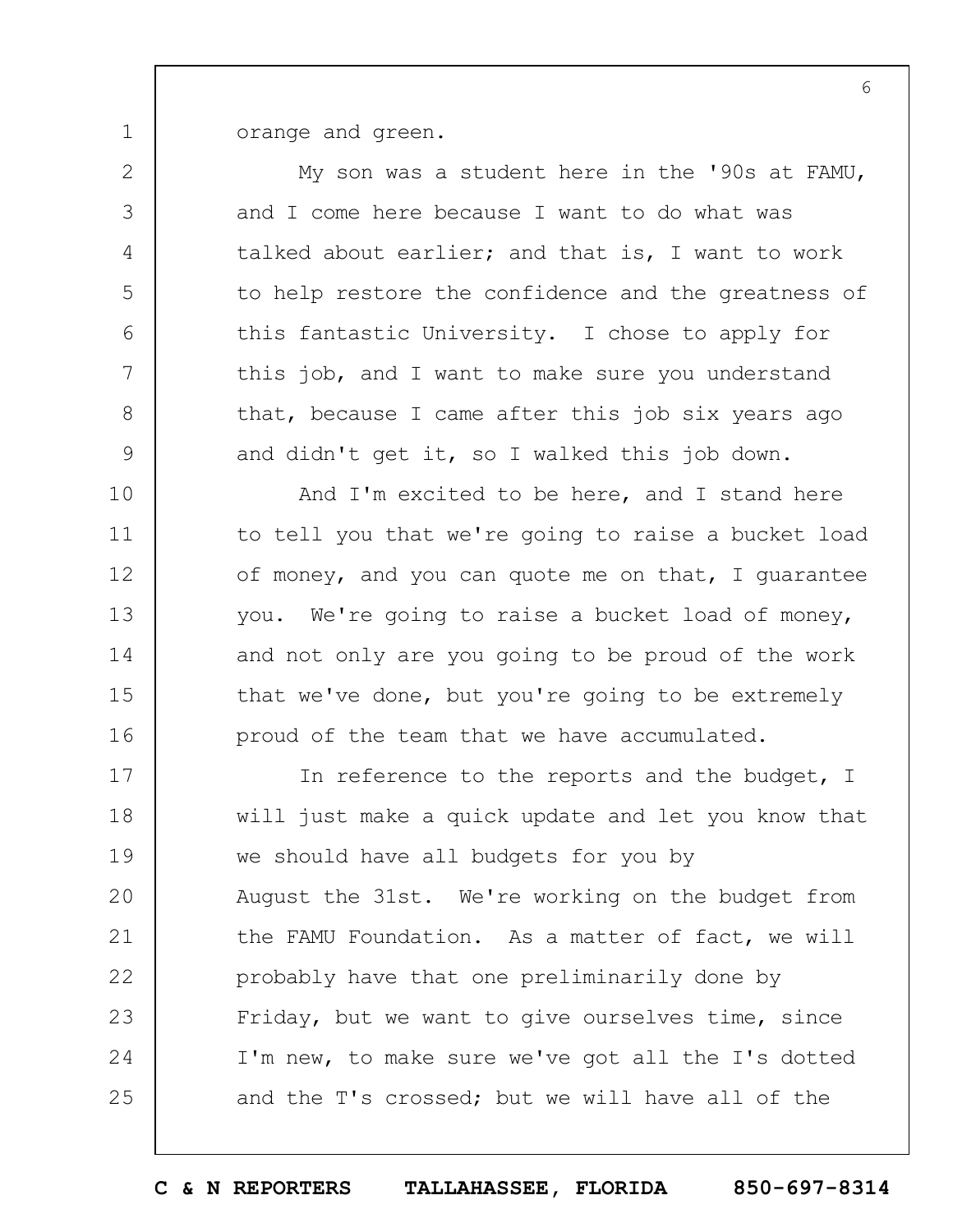orange and green.

My son was a student here in the '90s at FAMU, and I come here because I want to do what was talked about earlier; and that is, I want to work to help restore the confidence and the greatness of this fantastic University. I chose to apply for this job, and I want to make sure you understand that, because I came after this job six years ago and didn't get it, so I walked this job down.

And I'm excited to be here, and I stand here to tell you that we're going to raise a bucket load of money, and you can quote me on that, I guarantee you. We're going to raise a bucket load of money, and not only are you going to be proud of the work that we've done, but you're going to be extremely proud of the team that we have accumulated.

In reference to the reports and the budget, I will just make a quick update and let you know that we should have all budgets for you by August the 31st. We're working on the budget from the FAMU Foundation. As a matter of fact, we will probably have that one preliminarily done by Friday, but we want to give ourselves time, since I'm new, to make sure we've got all the I's dotted and the T's crossed; but we will have all of the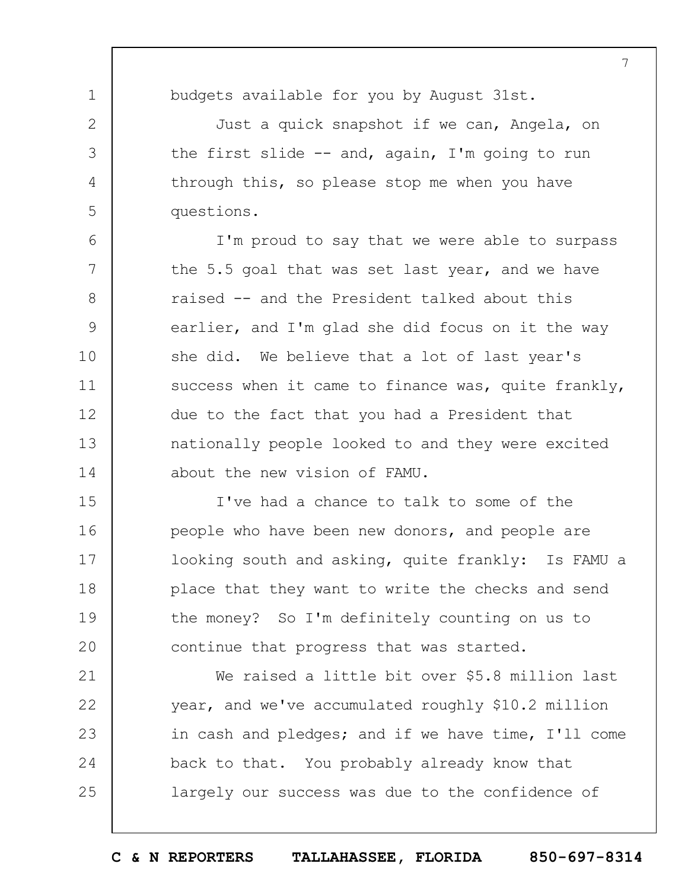budgets available for you by August 31st.

Just a quick snapshot if we can, Angela, on the first slide -- and, again, I'm going to run through this, so please stop me when you have questions.

I'm proud to say that we were able to surpass the 5.5 goal that was set last year, and we have raised -- and the President talked about this earlier, and I'm glad she did focus on it the way she did. We believe that a lot of last year's success when it came to finance was, quite frankly, due to the fact that you had a President that nationally people looked to and they were excited about the new vision of FAMU.

I've had a chance to talk to some of the people who have been new donors, and people are looking south and asking, quite frankly: Is FAMU a place that they want to write the checks and send the money? So I'm definitely counting on us to continue that progress that was started.

We raised a little bit over $5.8 million last year, and we've accumulated roughly $10.2 million in cash and pledges; and if we have time, I'll come back to that. You probably already know that largely our success was due to the confidence of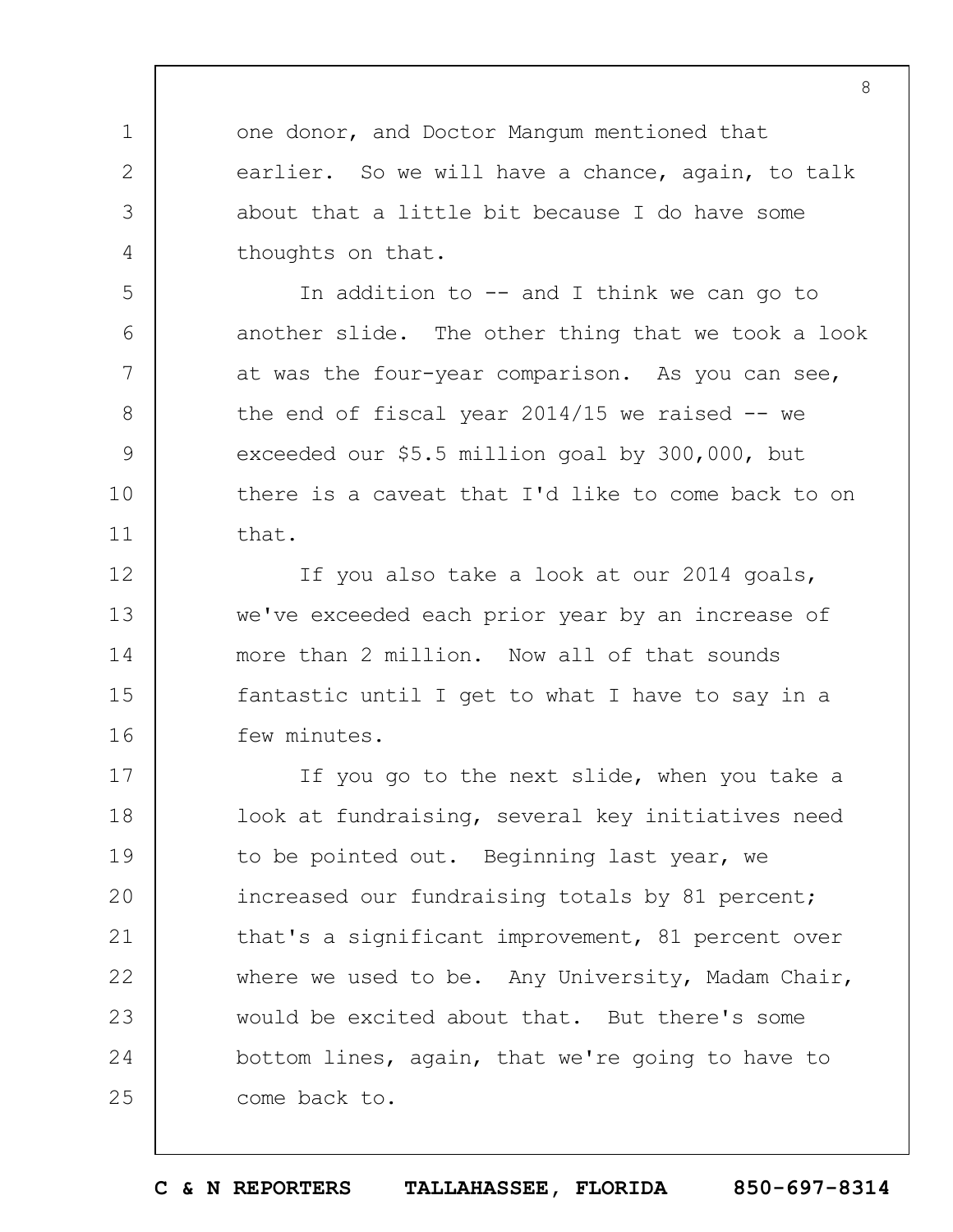one donor, and Doctor Mangum mentioned that earlier. So we will have a chance, again, to talk about that a little bit because I do have some thoughts on that.

In addition to -- and I think we can go to another slide. The other thing that we took a look at was the four-year comparison. As you can see, the end of fiscal year 2014/15 we raised -- we exceeded our $5.5 million goal by 300,000, but there is a caveat that I'd like to come back to on that.

If you also take a look at our 2014 goals, we've exceeded each prior year by an increase of more than 2 million. Now all of that sounds fantastic until I get to what I have to say in a few minutes.

If you go to the next slide, when you take a look at fundraising, several key initiatives need to be pointed out. Beginning last year, we increased our fundraising totals by 81 percent; that's a significant improvement, 81 percent over where we used to be. Any University, Madam Chair, would be excited about that. But there's some bottom lines, again, that we're going to have to come back to.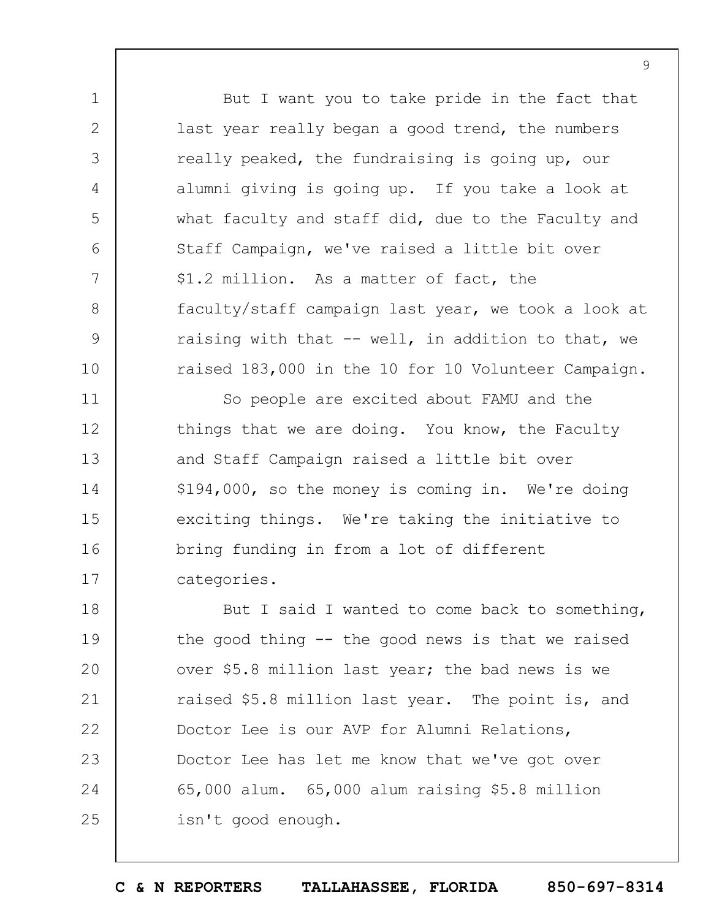But I want you to take pride in the fact that last year really began a good trend, the numbers really peaked, the fundraising is going up, our alumni giving is going up. If you take a look at what faculty and staff did, due to the Faculty and Staff Campaign, we've raised a little bit over $1.2 million. As a matter of fact, the faculty/staff campaign last year, we took a look at raising with that -- well, in addition to that, we raised 183,000 in the 10 for 10 Volunteer Campaign.

So people are excited about FAMU and the things that we are doing. You know, the Faculty and Staff Campaign raised a little bit over $194,000, so the money is coming in. We're doing exciting things. We're taking the initiative to bring funding in from a lot of different categories.

But I said I wanted to come back to something, the good thing -- the good news is that we raised over $5.8 million last year; the bad news is we raised $5.8 million last year. The point is, and Doctor Lee is our AVP for Alumni Relations, Doctor Lee has let me know that we've got over 65,000 alum. 65,000 alum raising $5.8 million isn't good enough.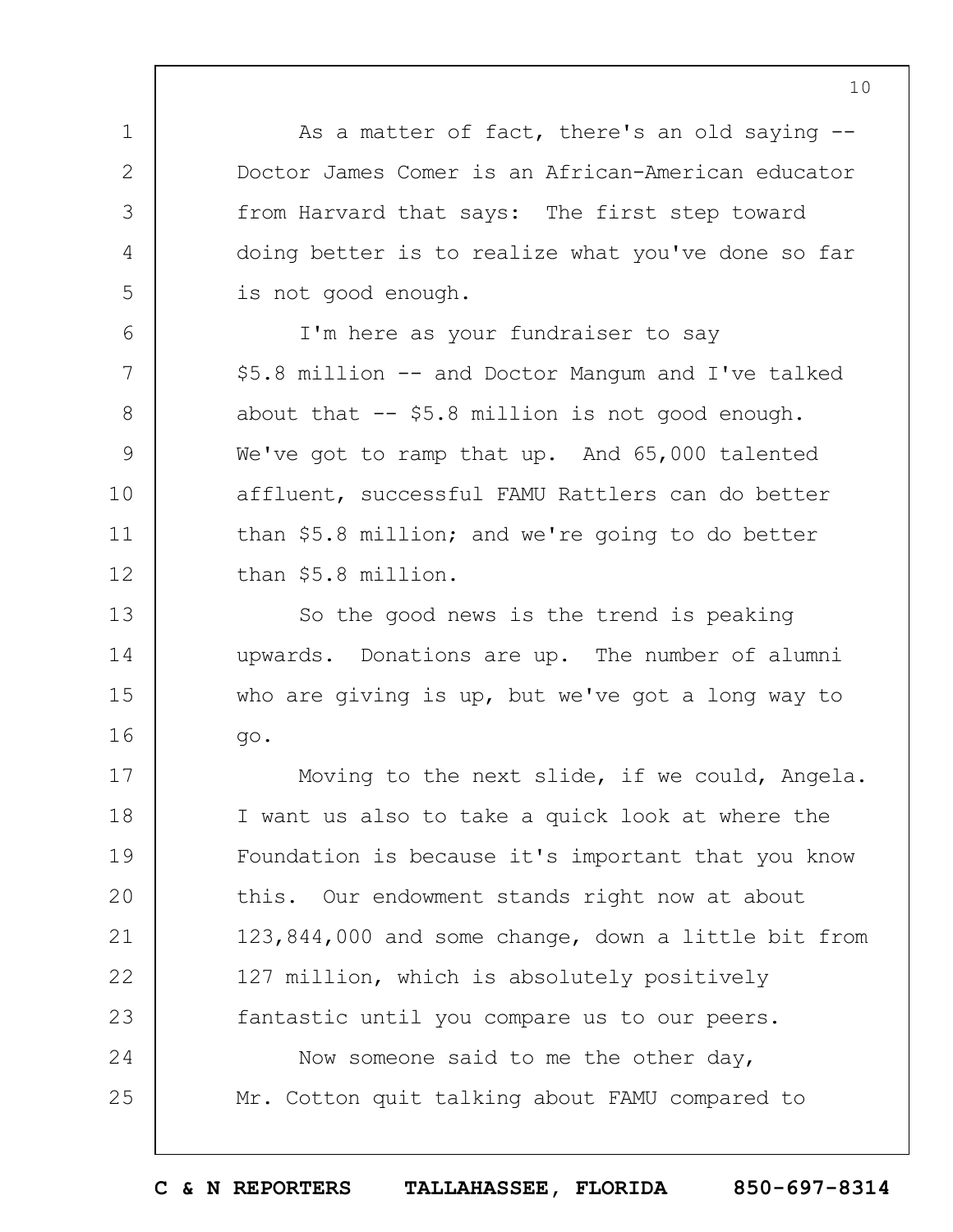As a matter of fact, there's an old saying -- Doctor James Comer is an African-American educator from Harvard that says: The first step toward doing better is to realize what you've done so far is not good enough.

I'm here as your fundraiser to say $5.8 million -- and Doctor Mangum and I've talked about that -- $5.8 million is not good enough. We've got to ramp that up. And 65,000 talented affluent, successful FAMU Rattlers can do better than $5.8 million; and we're going to do better than $5.8 million.

So the good news is the trend is peaking upwards. Donations are up. The number of alumni who are giving is up, but we've got a long way to go.

Moving to the next slide, if we could, Angela. I want us also to take a quick look at where the Foundation is because it's important that you know this. Our endowment stands right now at about 123,844,000 and some change, down a little bit from 127 million, which is absolutely positively fantastic until you compare us to our peers.

Now someone said to me the other day, Mr. Cotton quit talking about FAMU compared to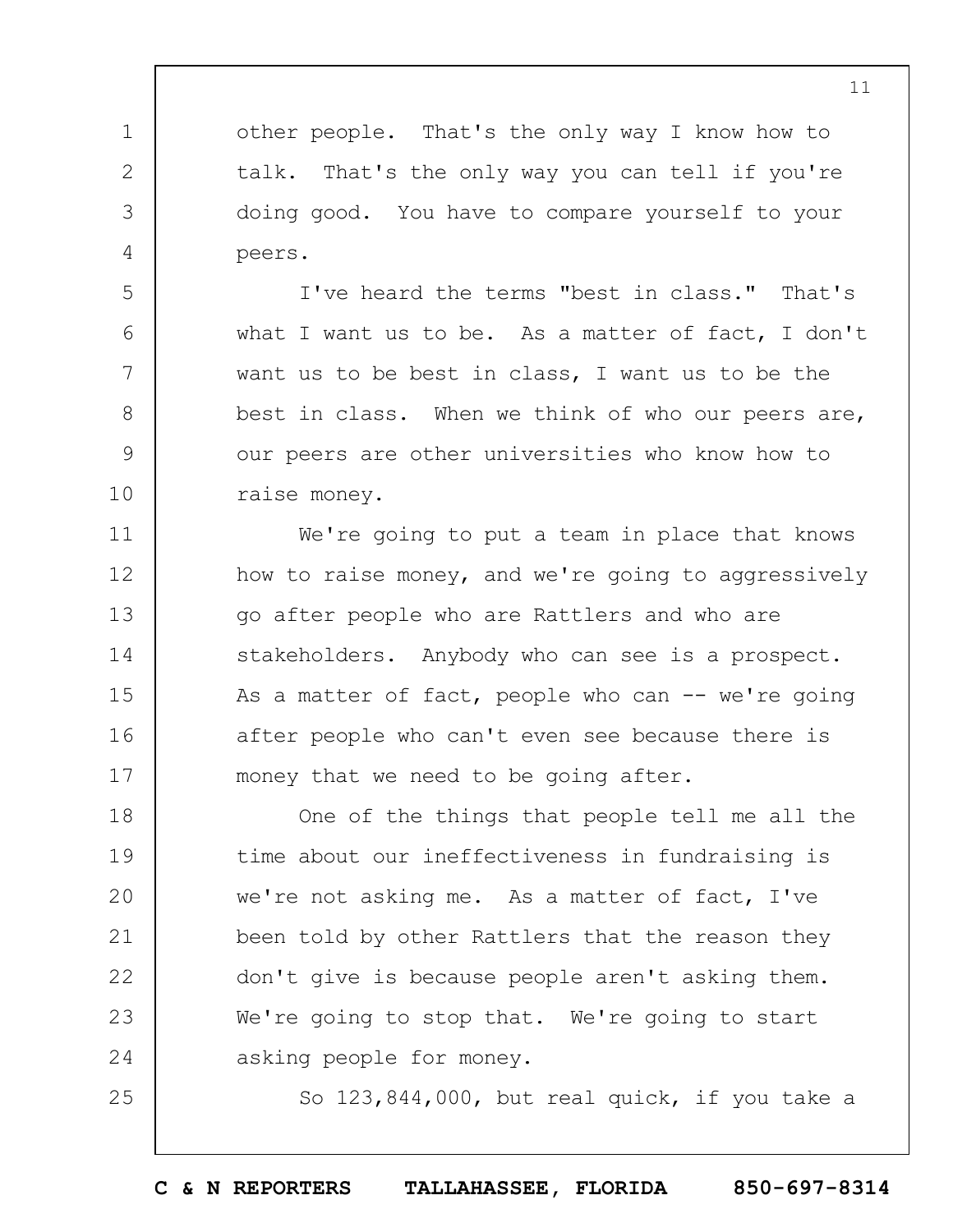other people. That's the only way I know how to talk. That's the only way you can tell if you're doing good. You have to compare yourself to your peers.

I've heard the terms "best in class." That's what I want us to be. As a matter of fact, I don't want us to be best in class, I want us to be the best in class. When we think of who our peers are, our peers are other universities who know how to raise money.

We're going to put a team in place that knows how to raise money, and we're going to aggressively go after people who are Rattlers and who are stakeholders. Anybody who can see is a prospect. As a matter of fact, people who can -- we're going after people who can't even see because there is money that we need to be going after.

One of the things that people tell me all the time about our ineffectiveness in fundraising is we're not asking me. As a matter of fact, I've been told by other Rattlers that the reason they don't give is because people aren't asking them. We're going to stop that. We're going to start asking people for money.

So 123,844,000, but real quick, if you take a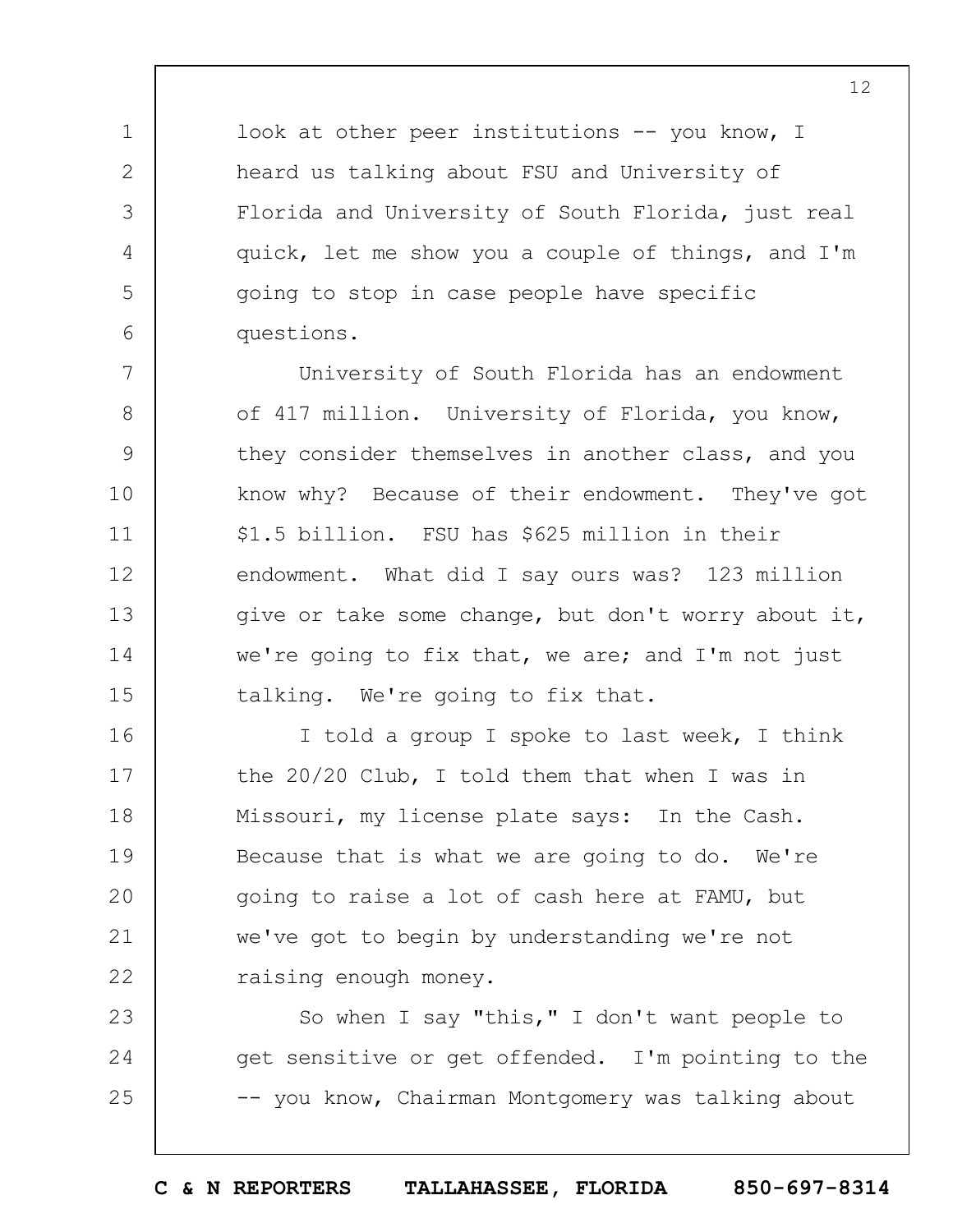look at other peer institutions -- you know, I heard us talking about FSU and University of Florida and University of South Florida, just real quick, let me show you a couple of things, and I'm going to stop in case people have specific questions.

University of South Florida has an endowment of 417 million. University of Florida, you know, they consider themselves in another class, and you know why? Because of their endowment. They've got $1.5 billion. FSU has $625 million in their endowment. What did I say ours was? 123 million give or take some change, but don't worry about it, we're going to fix that, we are; and I'm not just talking. We're going to fix that.

I told a group I spoke to last week, I think the 20/20 Club, I told them that when I was in Missouri, my license plate says: In the Cash. Because that is what we are going to do. We're going to raise a lot of cash here at FAMU, but we've got to begin by understanding we're not raising enough money.

So when I say "this," I don't want people to get sensitive or get offended. I'm pointing to the -- you know, Chairman Montgomery was talking about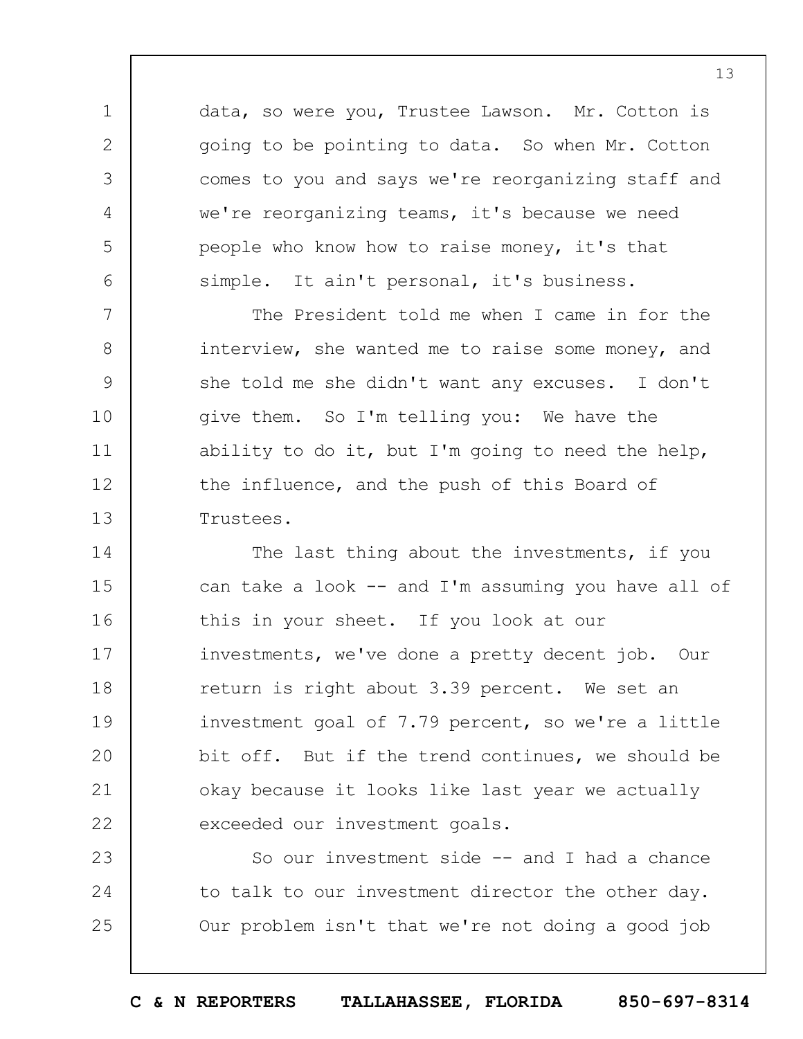data, so were you, Trustee Lawson. Mr. Cotton is going to be pointing to data. So when Mr. Cotton comes to you and says we're reorganizing staff and we're reorganizing teams, it's because we need people who know how to raise money, it's that simple. It ain't personal, it's business.

The President told me when I came in for the interview, she wanted me to raise some money, and she told me she didn't want any excuses. I don't give them. So I'm telling you: We have the ability to do it, but I'm going to need the help, the influence, and the push of this Board of Trustees.

The last thing about the investments, if you can take a look -- and I'm assuming you have all of this in your sheet. If you look at our investments, we've done a pretty decent job. Our return is right about 3.39 percent. We set an investment goal of 7.79 percent, so we're a little bit off. But if the trend continues, we should be okay because it looks like last year we actually exceeded our investment goals.

So our investment side -- and I had a chance to talk to our investment director the other day. Our problem isn't that we're not doing a good job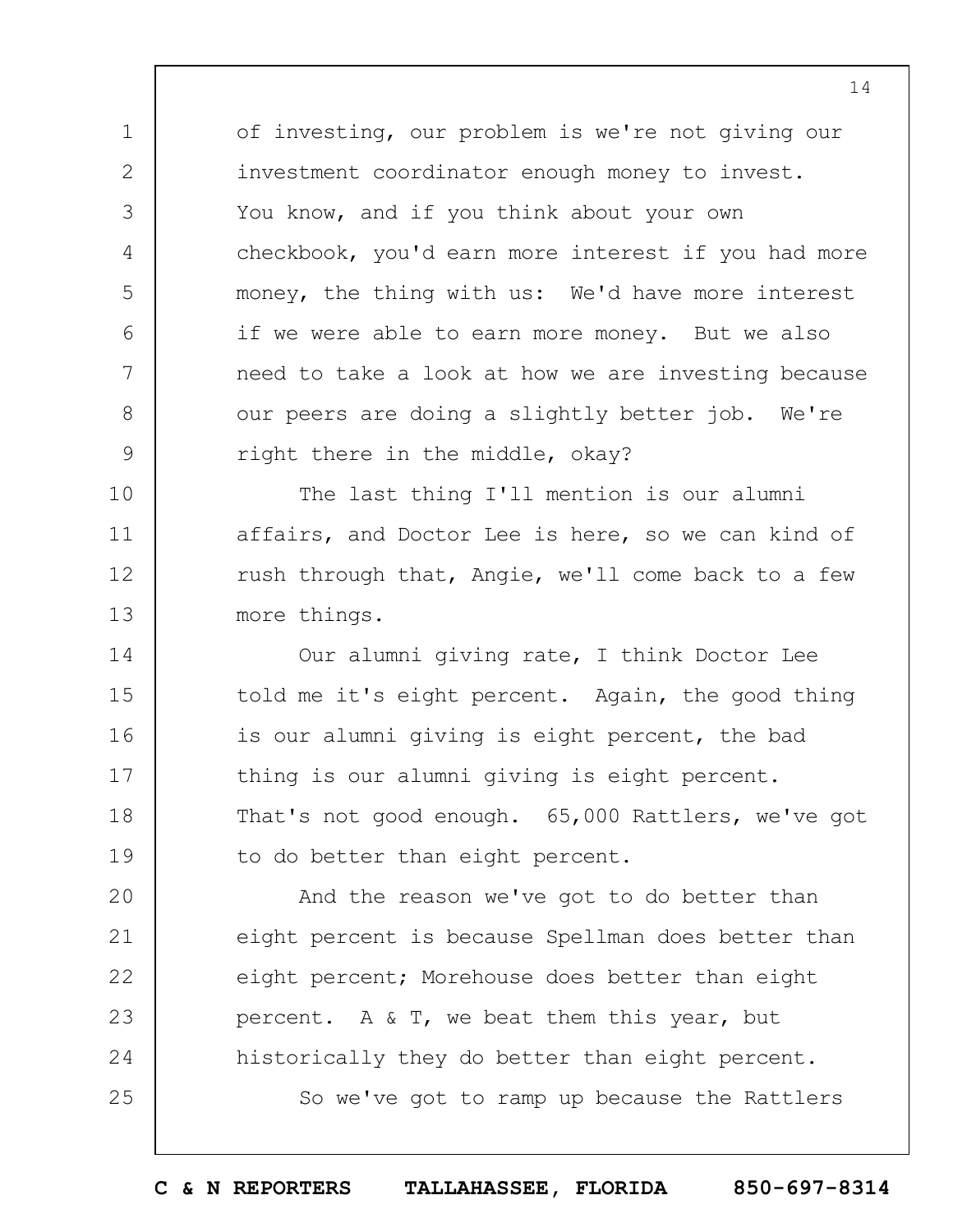of investing, our problem is we're not giving our investment coordinator enough money to invest. You know, and if you think about your own checkbook, you'd earn more interest if you had more money, the thing with us: We'd have more interest if we were able to earn more money. But we also need to take a look at how we are investing because our peers are doing a slightly better job. We're right there in the middle, okay?

The last thing I'll mention is our alumni affairs, and Doctor Lee is here, so we can kind of rush through that, Angie, we'll come back to a few more things.

Our alumni giving rate, I think Doctor Lee told me it's eight percent. Again, the good thing is our alumni giving is eight percent, the bad thing is our alumni giving is eight percent. That's not good enough. 65,000 Rattlers, we've got to do better than eight percent.

And the reason we've got to do better than eight percent is because Spellman does better than eight percent; Morehouse does better than eight percent. A & T, we beat them this year, but historically they do better than eight percent.

So we've got to ramp up because the Rattlers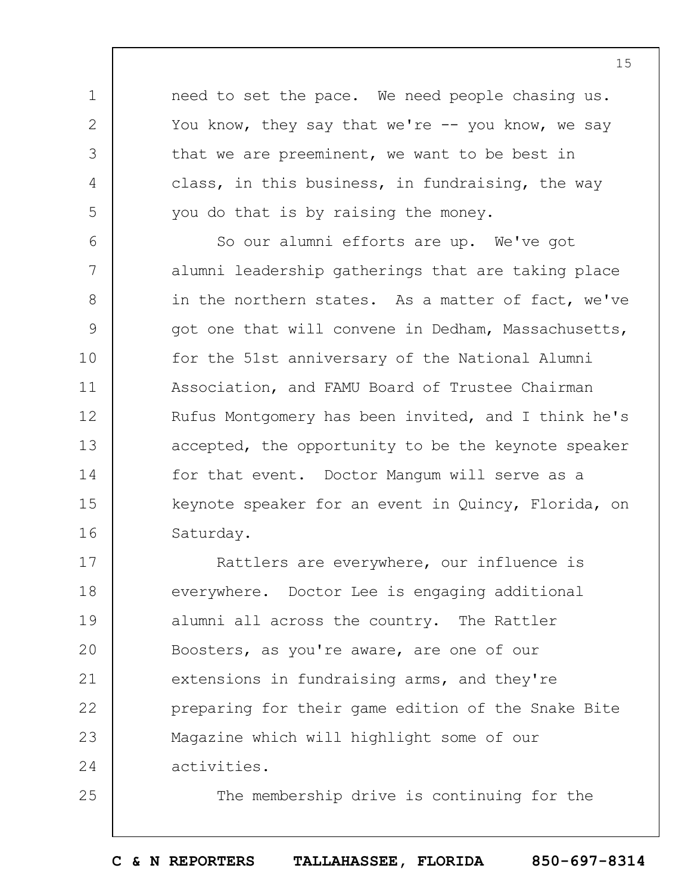need to set the pace. We need people chasing us. You know, they say that we're -- you know, we say that we are preeminent, we want to be best in class, in this business, in fundraising, the way you do that is by raising the money.

So our alumni efforts are up. We've got alumni leadership gatherings that are taking place in the northern states. As a matter of fact, we've got one that will convene in Dedham, Massachusetts, for the 51st anniversary of the National Alumni Association, and FAMU Board of Trustee Chairman Rufus Montgomery has been invited, and I think he's accepted, the opportunity to be the keynote speaker for that event. Doctor Mangum will serve as a keynote speaker for an event in Quincy, Florida, on Saturday.

Rattlers are everywhere, our influence is everywhere. Doctor Lee is engaging additional alumni all across the country. The Rattler Boosters, as you're aware, are one of our extensions in fundraising arms, and they're preparing for their game edition of the Snake Bite Magazine which will highlight some of our activities.

The membership drive is continuing for the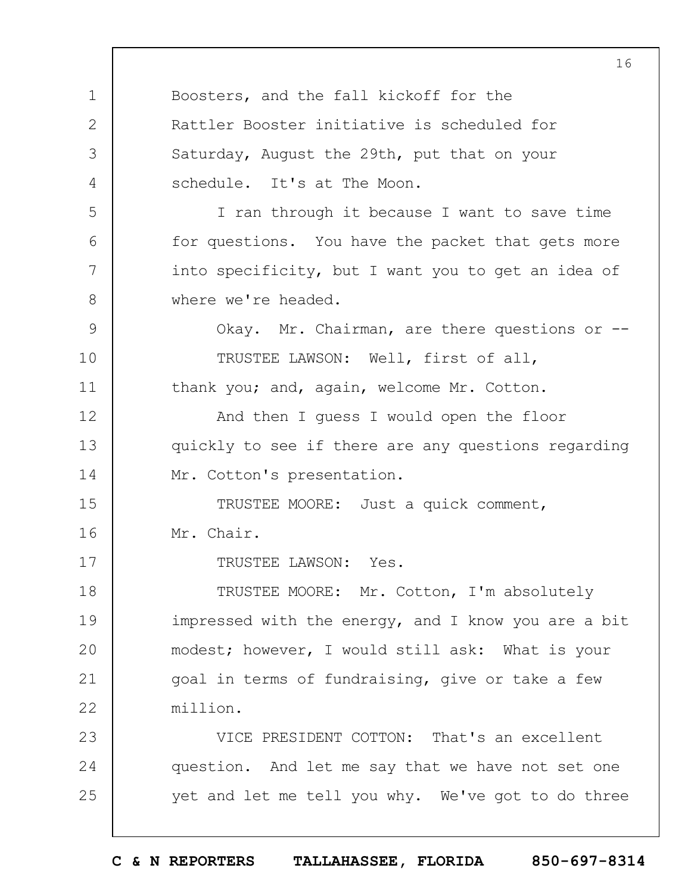Boosters, and the fall kickoff for the Rattler Booster initiative is scheduled for Saturday, August the 29th, put that on your schedule. It's at The Moon.

I ran through it because I want to save time for questions. You have the packet that gets more into specificity, but I want you to get an idea of where we're headed.

Okay. Mr. Chairman, are there questions or --

TRUSTEE LAWSON: Well, first of all, thank you; and, again, welcome Mr. Cotton.

And then I guess I would open the floor quickly to see if there are any questions regarding Mr. Cotton's presentation.

TRUSTEE MOORE: Just a quick comment, Mr. Chair.

TRUSTEE LAWSON: Yes.

TRUSTEE MOORE: Mr. Cotton, I'm absolutely impressed with the energy, and I know you are a bit modest; however, I would still ask: What is your goal in terms of fundraising, give or take a few million.

VICE PRESIDENT COTTON: That's an excellent question. And let me say that we have not set one yet and let me tell you why. We've got to do three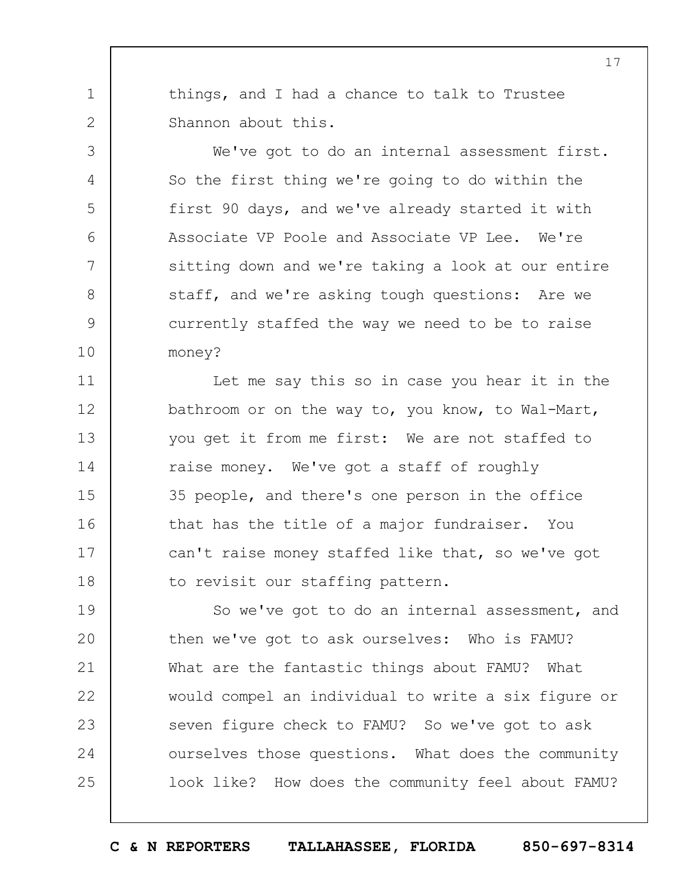things, and I had a chance to talk to Trustee Shannon about this.

We've got to do an internal assessment first. So the first thing we're going to do within the first 90 days, and we've already started it with Associate VP Poole and Associate VP Lee. We're sitting down and we're taking a look at our entire staff, and we're asking tough questions: Are we currently staffed the way we need to be to raise money?

Let me say this so in case you hear it in the bathroom or on the way to, you know, to Wal-Mart, you get it from me first: We are not staffed to raise money. We've got a staff of roughly 35 people, and there's one person in the office that has the title of a major fundraiser. You can't raise money staffed like that, so we've got to revisit our staffing pattern.

So we've got to do an internal assessment, and then we've got to ask ourselves: Who is FAMU? What are the fantastic things about FAMU? What would compel an individual to write a six figure or seven figure check to FAMU? So we've got to ask ourselves those questions. What does the community look like? How does the community feel about FAMU?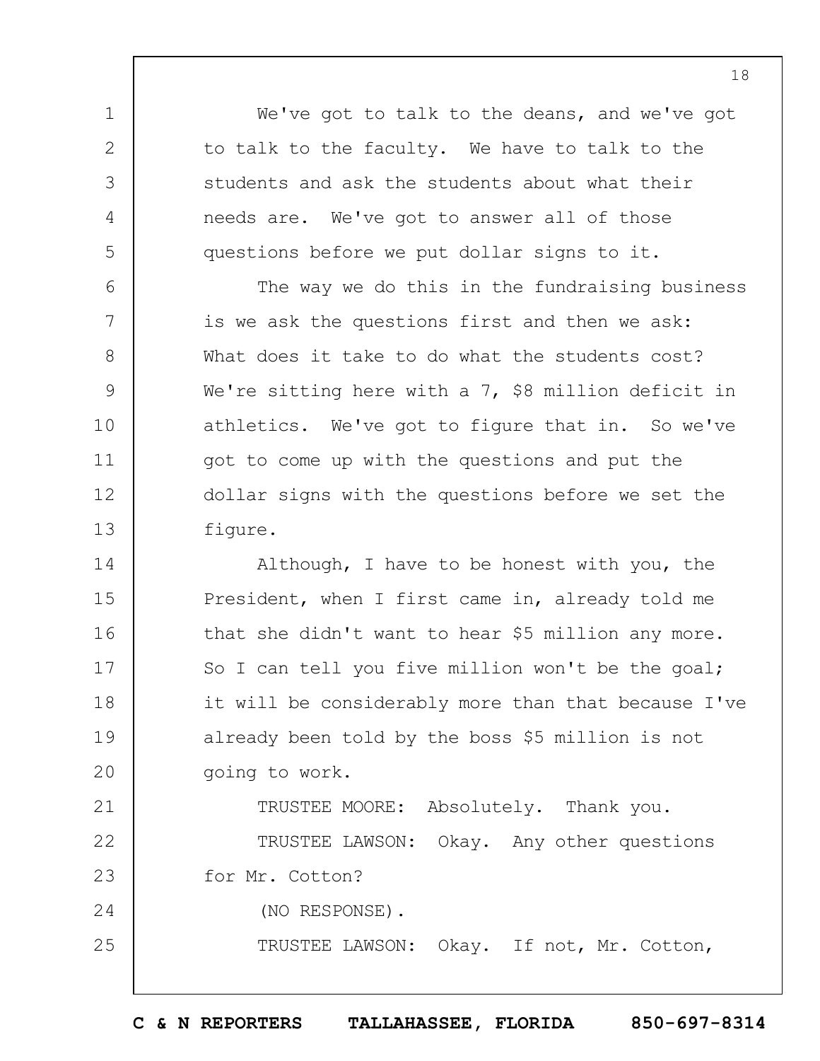We've got to talk to the deans, and we've got to talk to the faculty. We have to talk to the students and ask the students about what their needs are. We've got to answer all of those questions before we put dollar signs to it.

The way we do this in the fundraising business is we ask the questions first and then we ask: What does it take to do what the students cost? We're sitting here with a 7, $8 million deficit in athletics. We've got to figure that in. So we've got to come up with the questions and put the dollar signs with the questions before we set the figure.

Although, I have to be honest with you, the President, when I first came in, already told me that she didn't want to hear $5 million any more. So I can tell you five million won't be the goal; it will be considerably more than that because I've already been told by the boss $5 million is not going to work.

TRUSTEE MOORE: Absolutely. Thank you.

TRUSTEE LAWSON: Okay. Any other questions for Mr. Cotton?

(NO RESPONSE).

TRUSTEE LAWSON: Okay. If not, Mr. Cotton,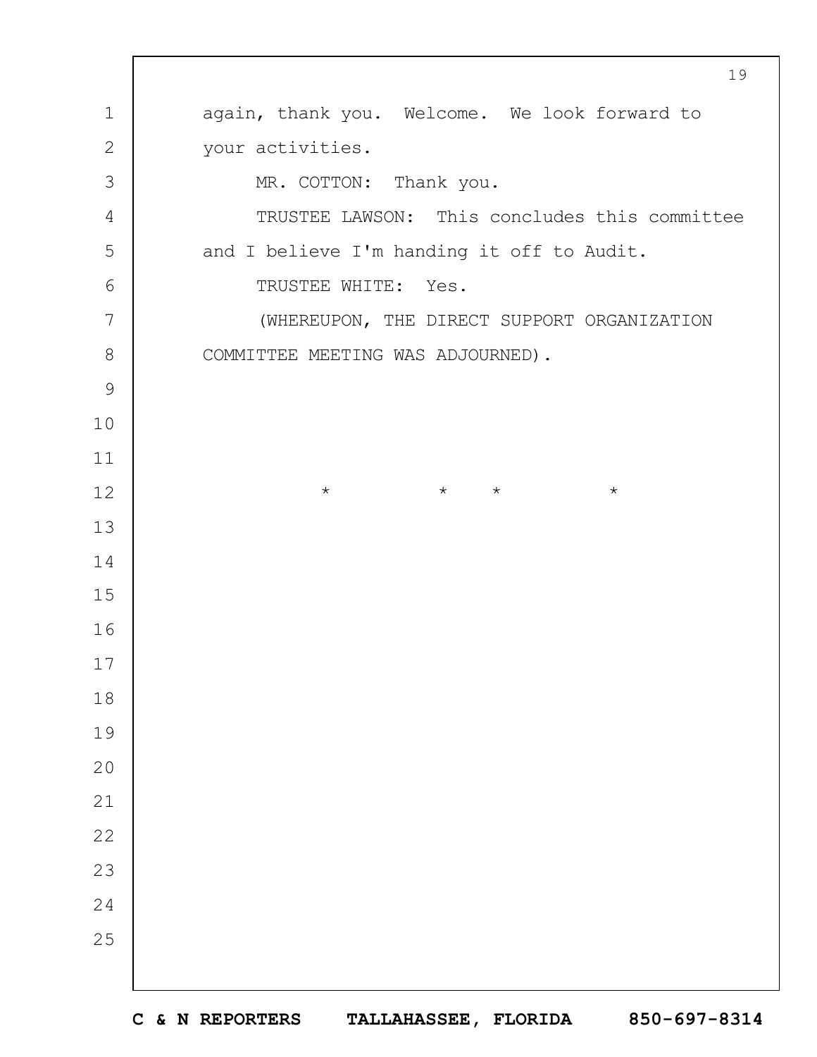again, thank you. Welcome. We look forward to your activities.

MR. COTTON: Thank you.

TRUSTEE LAWSON: This concludes this committee and I believe I'm handing it off to Audit.

TRUSTEE WHITE: Yes.

(WHEREUPON, THE DIRECT SUPPORT ORGANIZATION COMMITTEE MEETING WAS ADJOURNED).

\* \* \* \*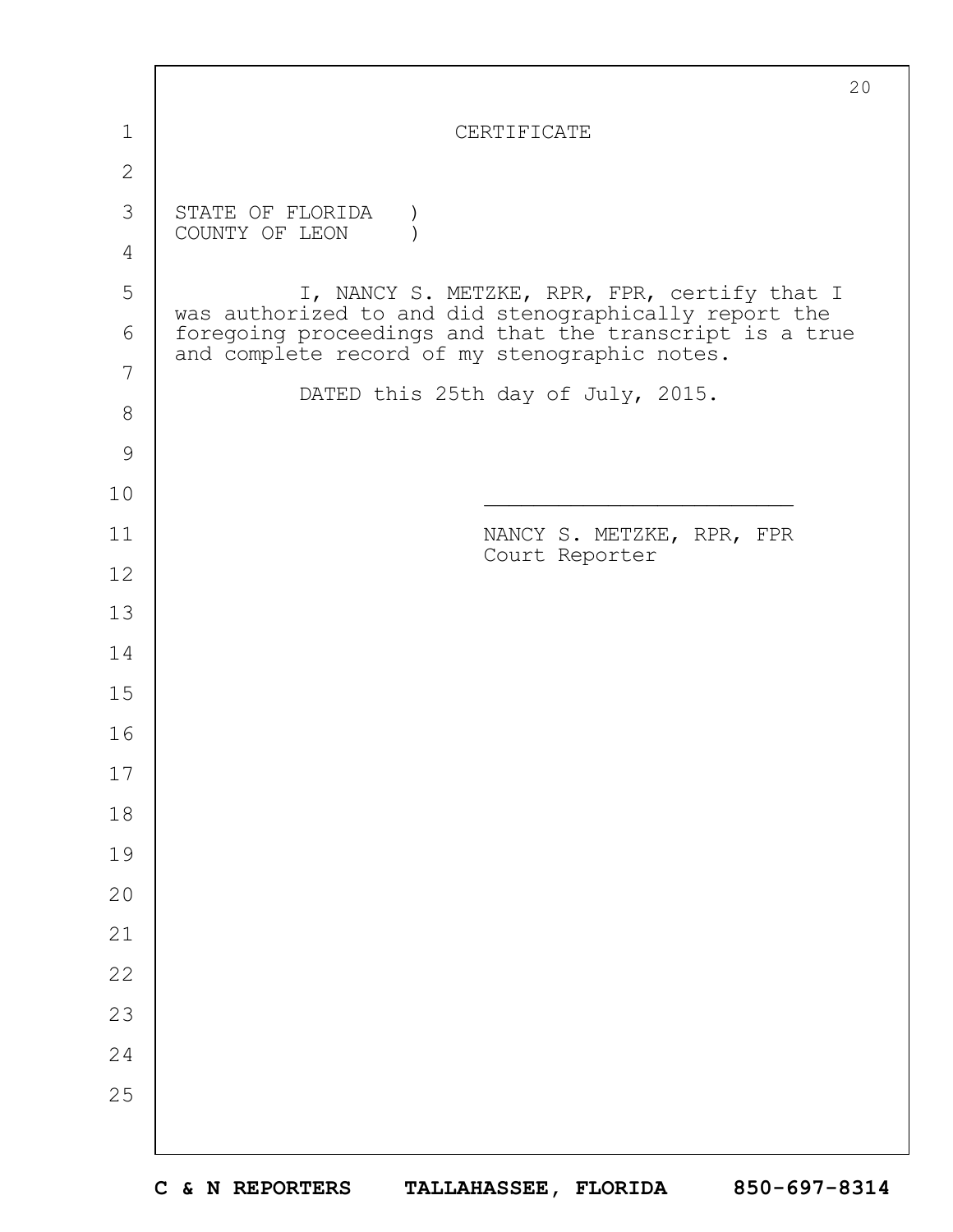# CERTIFICATE

STATE OF FLORIDA )
COUNTY OF LEON )

I, NANCY S. METZKE, RPR, FPR, certify that I was authorized to and did stenographically report the foregoing proceedings and that the transcript is a true and complete record of my stenographic notes.

DATED this 25th day of July, 2015.

\_\_\_\_\_\_\_\_\_\_\_\_\_\_\_\_\_\_\_\_\_\_\_\_\_\_

NANCY S. METZKE, RPR, FPR
Court Reporter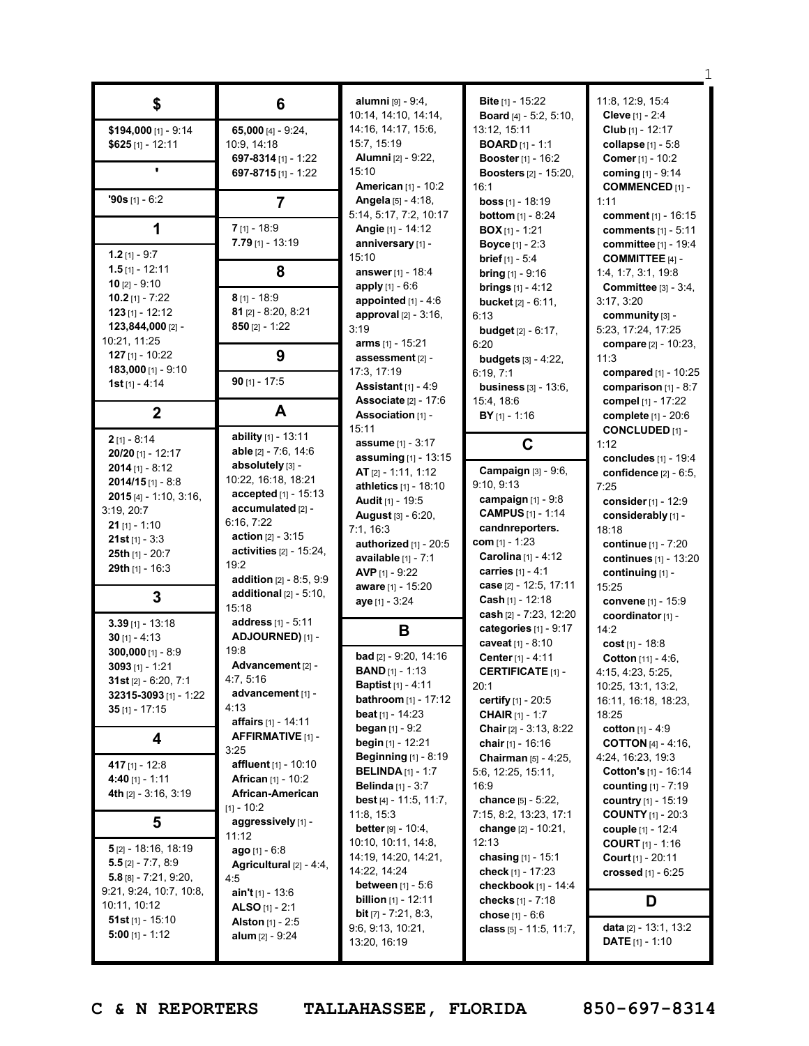## $

**$194,000** [1] - 9:14
**$625** [1] - 12:11

## '

**'90s** [1] - 6:2

## 1

**1.2** [1] - 9:7
**1.5** [1] - 12:11
**10** [2] - 9:10
**10.2** [1] - 7:22
**123** [1] - 12:12
**123,844,000** [2] - 10:21, 11:25
**127** [1] - 10:22
**183,000** [1] - 9:10
**1st** [1] - 4:14

## 2

**2** [1] - 8:14
**20/20** [1] - 12:17
**2014** [1] - 8:12
**2014/15** [1] - 8:8
**2015** [4] - 1:10, 3:16, 3:19, 20:7
**21** [1] - 1:10
**21st** [1] - 3:3
**25th** [1] - 20:7
**29th** [1] - 16:3

## 3

**3.39** [1] - 13:18
**30** [1] - 4:13
**300,000** [1] - 8:9
**3093** [1] - 1:21
**31st** [2] - 6:20, 7:1
**32315-3093** [1] - 1:22
**35** [1] - 17:15

## 4

**417** [1] - 12:8
**4:40** [1] - 1:11
**4th** [2] - 3:16, 3:19

## 5

**5** [2] - 18:16, 18:19
**5.5** [2] - 7:7, 8:9
**5.8** [8] - 7:21, 9:20, 9:21, 9:24, 10:7, 10:8, 10:11, 10:12
**51st** [1] - 15:10
**5:00** [1] - 1:12

## 6

**65,000** [4] - 9:24, 10:9, 14:18
**697-8314** [1] - 1:22
**697-8715** [1] - 1:22

## 7

**7** [1] - 18:9
**7.79** [1] - 13:19

## 8

**8** [1] - 18:9
**81** [2] - 8:20, 8:21
**850** [2] - 1:22

## 9

**90** [1] - 17:5

## A

**ability** [1] - 13:11
**able** [2] - 7:6, 14:6
**absolutely** [3] - 10:22, 16:18, 18:21
**accepted** [1] - 15:13
**accumulated** [2] - 6:16, 7:22
**action** [2] - 3:15
**activities** [2] - 15:24, 19:2
**addition** [2] - 8:5, 9:9
**additional** [2] - 5:10, 15:18
**address** [1] - 5:11
**ADJOURNED)** [1] - 19:8
**Advancement** [2] - 4:7, 5:16
**advancement** [1] - 4:13
**affairs** [1] - 14:11
**AFFIRMATIVE** [1] - 3:25
**affluent** [1] - 10:10
**African** [1] - 10:2
**African-American** [1] - 10:2
**aggressively** [1] - 11:12
**ago** [1] - 6:8
**Agricultural** [2] - 4:4, 4:5
**ain't** [1] - 13:6
**ALSO** [1] - 2:1
**Alston** [1] - 2:5
**alum** [2] - 9:24
**alumni** [9] - 9:4, 10:14, 14:10, 14:14, 14:16, 14:17, 15:6, 15:7, 15:19
**Alumni** [2] - 9:22, 15:10
**American** [1] - 10:2
**Angela** [5] - 4:18, 5:14, 5:17, 7:2, 10:17
**Angie** [1] - 14:12
**anniversary** [1] - 15:10
**answer** [1] - 18:4
**apply** [1] - 6:6
**appointed** [1] - 4:6
**approval** [2] - 3:16, 3:19
**arms** [1] - 15:21
**assessment** [2] - 17:3, 17:19
**Assistant** [1] - 4:9
**Associate** [2] - 17:6
**Association** [1] - 15:11
**assume** [1] - 3:17
**assuming** [1] - 13:15
**AT** [2] - 1:11, 1:12
**athletics** [1] - 18:10
**Audit** [1] - 19:5
**August** [3] - 6:20, 7:1, 16:3
**authorized** [1] - 20:5
**available** [1] - 7:1
**AVP** [1] - 9:22
**aware** [1] - 15:20
**aye** [1] - 3:24

## B

**bad** [2] - 9:20, 14:16
**BAND** [1] - 1:13
**Baptist** [1] - 4:11
**bathroom** [1] - 17:12
**beat** [1] - 14:23
**began** [1] - 9:2
**begin** [1] - 12:21
**Beginning** [1] - 8:19
**BELINDA** [1] - 1:7
**Belinda** [1] - 3:7
**best** [4] - 11:5, 11:7, 11:8, 15:3
**better** [9] - 10:4, 10:10, 10:11, 14:8, 14:19, 14:20, 14:21, 14:22, 14:24
**between** [1] - 5:6
**billion** [1] - 12:11
**bit** [7] - 7:21, 8:3, 9:6, 9:13, 10:21, 13:20, 16:19
**Bite** [1] - 15:22
**Board** [4] - 5:2, 5:10, 13:12, 15:11
**BOARD** [1] - 1:1
**Booster** [1] - 16:2
**Boosters** [2] - 15:20, 16:1
**boss** [1] - 18:19
**bottom** [1] - 8:24
**BOX** [1] - 1:21
**Boyce** [1] - 2:3
**brief** [1] - 5:4
**bring** [1] - 9:16
**brings** [1] - 4:12
**bucket** [2] - 6:11, 6:13
**budget** [2] - 6:17, 6:20
**budgets** [3] - 4:22, 6:19, 7:1
**business** [3] - 13:6, 15:4, 18:6
**BY** [1] - 1:16

## C

**Campaign** [3] - 9:6, 9:10, 9:13
**campaign** [1] - 9:8
**CAMPUS** [1] - 1:14
**candnreporters.com** [1] - 1:23
**Carolina** [1] - 4:12
**carries** [1] - 4:1
**case** [2] - 12:5, 17:11
**Cash** [1] - 12:18
**cash** [2] - 7:23, 12:20
**categories** [1] - 9:17
**caveat** [1] - 8:10
**Center** [1] - 4:11
**CERTIFICATE** [1] - 20:1
**certify** [1] - 20:5
**CHAIR** [1] - 1:7
**Chair** [2] - 3:13, 8:22
**chair** [1] - 16:16
**Chairman** [5] - 4:25, 5:6, 12:25, 15:11, 16:9
**chance** [5] - 5:22, 7:15, 8:2, 13:23, 17:1
**change** [2] - 10:21, 12:13
**chasing** [1] - 15:1
**check** [1] - 17:23
**checkbook** [1] - 14:4
**checks** [1] - 7:18
**chose** [1] - 6:6
**class** [5] - 11:5, 11:7, 11:8, 12:9, 15:4
**Cleve** [1] - 2:4
**Club** [1] - 12:17
**collapse** [1] - 5:8
**Comer** [1] - 10:2
**coming** [1] - 9:14
**COMMENCED** [1] - 1:11
**comment** [1] - 16:15
**comments** [1] - 5:11
**committee** [1] - 19:4
**COMMITTEE** [4] - 1:4, 1:7, 3:1, 19:8
**Committee** [3] - 3:4, 3:17, 3:20
**community** [3] - 5:23, 17:24, 17:25
**compare** [2] - 10:23, 11:3
**compared** [1] - 10:25
**comparison** [1] - 8:7
**compel** [1] - 17:22
**complete** [1] - 20:6
**CONCLUDED** [1] - 1:12
**concludes** [1] - 19:4
**confidence** [2] - 6:5, 7:25
**consider** [1] - 12:9
**considerably** [1] - 18:18
**continue** [1] - 7:20
**continues** [1] - 13:20
**continuing** [1] - 15:25
**convene** [1] - 15:9
**coordinator** [1] - 14:2
**cost** [1] - 18:8
**Cotton** [11] - 4:6, 4:15, 4:23, 5:25, 10:25, 13:1, 13:2, 16:11, 16:18, 18:23, 18:25
**cotton** [1] - 4:9
**COTTON** [4] - 4:16, 4:24, 16:23, 19:3
**Cotton's** [1] - 16:14
**counting** [1] - 7:19
**country** [1] - 15:19
**COUNTY** [1] - 20:3
**couple** [1] - 12:4
**COURT** [1] - 1:16
**Court** [1] - 20:11
**crossed** [1] - 6:25

## D

**data** [2] - 13:1, 13:2
**DATE** [1] - 1:10

C & N REPORTERS    TALLAHASSEE, FLORIDA    850-697-8314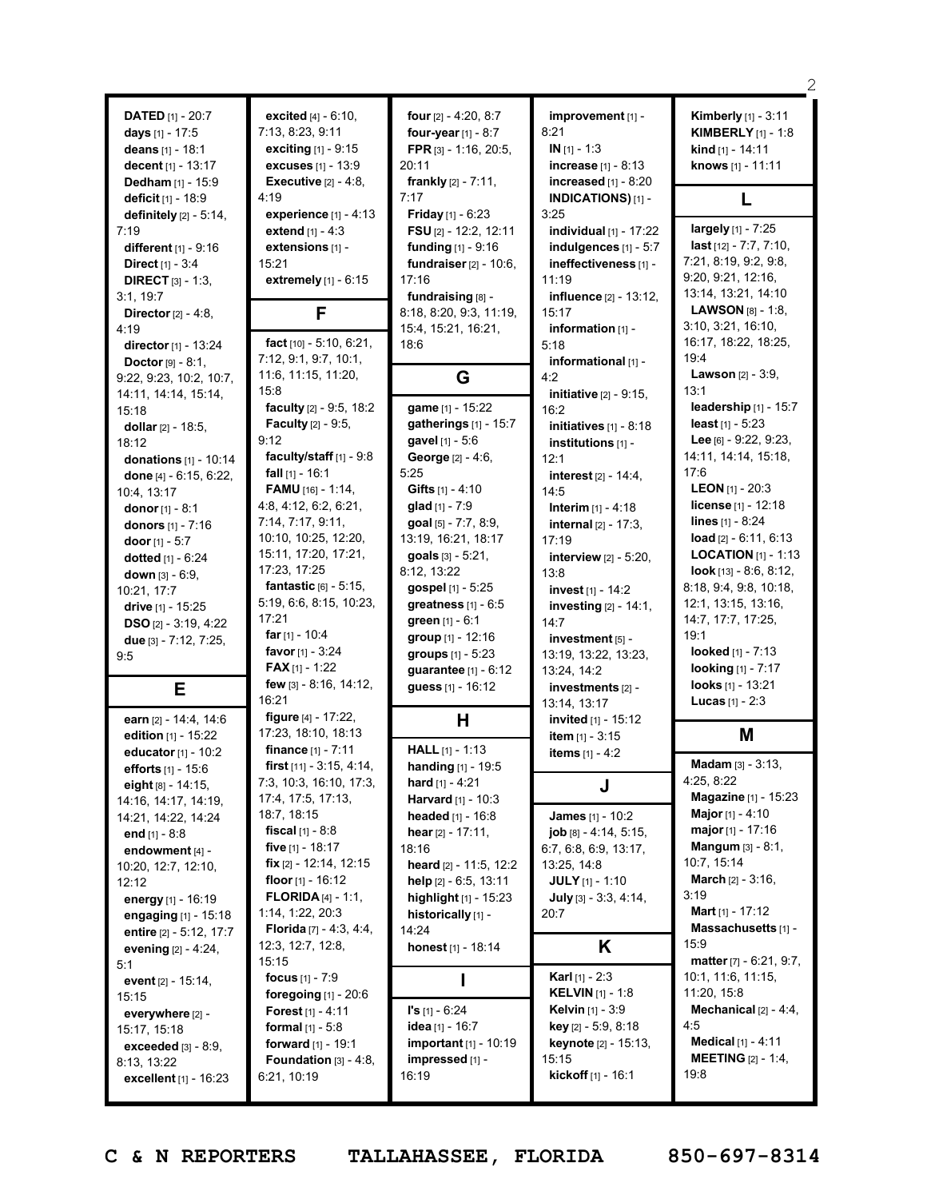**DATED** [1] - 20:7
**days** [1] - 17:5
**deans** [1] - 18:1
**decent** [1] - 13:17
**Dedham** [1] - 15:9
**deficit** [1] - 18:9
**definitely** [2] - 5:14, 7:19
**different** [1] - 9:16
**Direct** [1] - 3:4
**DIRECT** [3] - 1:3, 3:1, 19:7
**Director** [2] - 4:8, 4:19
**director** [1] - 13:24
**Doctor** [9] - 8:1, 9:22, 9:23, 10:2, 10:7, 14:11, 14:14, 15:14, 15:18
**dollar** [2] - 18:5, 18:12
**donations** [1] - 10:14
**done** [4] - 6:15, 6:22, 10:4, 13:17
**donor** [1] - 8:1
**donors** [1] - 7:16
**door** [1] - 5:7
**dotted** [1] - 6:24
**down** [3] - 6:9, 10:21, 17:7
**drive** [1] - 15:25
**DSO** [2] - 3:19, 4:22
**due** [3] - 7:12, 7:25, 9:5

## E

**earn** [2] - 14:4, 14:6
**edition** [1] - 15:22
**educator** [1] - 10:2
**efforts** [1] - 15:6
**eight** [8] - 14:15, 14:16, 14:17, 14:19, 14:21, 14:22, 14:24
**end** [1] - 8:8
**endowment** [4] - 10:20, 12:7, 12:10, 12:12
**energy** [1] - 16:19
**engaging** [1] - 15:18
**entire** [2] - 5:12, 17:7
**evening** [2] - 4:24, 5:1
**event** [2] - 15:14, 15:15
**everywhere** [2] - 15:17, 15:18
**exceeded** [3] - 8:9, 8:13, 13:22
**excellent** [1] - 16:23
**excited** [4] - 6:10, 7:13, 8:23, 9:11
**exciting** [1] - 9:15
**excuses** [1] - 13:9
**Executive** [2] - 4:8, 4:19
**experience** [1] - 4:13
**extend** [1] - 4:3
**extensions** [1] - 15:21
**extremely** [1] - 6:15

## F

**fact** [10] - 5:10, 6:21, 7:12, 9:1, 9:7, 10:1, 11:6, 11:15, 11:20, 15:8
**faculty** [2] - 9:5, 18:2
**Faculty** [2] - 9:5, 9:12
**faculty/staff** [1] - 9:8
**fall** [1] - 16:1
**FAMU** [16] - 1:14, 4:8, 4:12, 6:2, 6:21, 7:14, 7:17, 9:11, 10:10, 10:25, 12:20, 15:11, 17:20, 17:21, 17:23, 17:25
**fantastic** [6] - 5:15, 5:19, 6:6, 8:15, 10:23, 17:21
**far** [1] - 10:4
**favor** [1] - 3:24
**FAX** [1] - 1:22
**few** [3] - 8:16, 14:12, 16:21
**figure** [4] - 17:22, 17:23, 18:10, 18:13
**finance** [1] - 7:11
**first** [11] - 3:15, 4:14, 7:3, 10:3, 16:10, 17:3, 17:4, 17:5, 17:13, 18:7, 18:15
**fiscal** [1] - 8:8
**five** [1] - 18:17
**fix** [2] - 12:14, 12:15
**floor** [1] - 16:12
**FLORIDA** [4] - 1:1, 1:14, 1:22, 20:3
**Florida** [7] - 4:3, 4:4, 12:3, 12:7, 12:8, 15:15
**focus** [1] - 7:9
**foregoing** [1] - 20:6
**Forest** [1] - 4:11
**formal** [1] - 5:8
**forward** [1] - 19:1
**Foundation** [3] - 4:8, 6:21, 10:19
**four** [2] - 4:20, 8:7
**four-year** [1] - 8:7
**FPR** [3] - 1:16, 20:5, 20:11
**frankly** [2] - 7:11, 7:17
**Friday** [1] - 6:23
**FSU** [2] - 12:2, 12:11
**funding** [1] - 9:16
**fundraiser** [2] - 10:6, 17:16
**fundraising** [8] - 8:18, 8:20, 9:3, 11:19, 15:4, 15:21, 16:21, 18:6

## G

**game** [1] - 15:22
**gatherings** [1] - 15:7
**gavel** [1] - 5:6
**George** [2] - 4:6, 5:25
**Gifts** [1] - 4:10
**glad** [1] - 7:9
**goal** [5] - 7:7, 8:9, 13:19, 16:21, 18:17
**goals** [3] - 5:21, 8:12, 13:22
**gospel** [1] - 5:25
**greatness** [1] - 6:5
**green** [1] - 6:1
**group** [1] - 12:16
**groups** [1] - 5:23
**guarantee** [1] - 6:12
**guess** [1] - 16:12

## H

**HALL** [1] - 1:13
**handing** [1] - 19:5
**hard** [1] - 4:21
**Harvard** [1] - 10:3
**headed** [1] - 16:8
**hear** [2] - 17:11, 18:16
**heard** [2] - 11:5, 12:2
**help** [2] - 6:5, 13:11
**highlight** [1] - 15:23
**historically** [1] - 14:24
**honest** [1] - 18:14

## I

**I's** [1] - 6:24
**idea** [1] - 16:7
**important** [1] - 10:19
**impressed** [1] - 16:19
**improvement** [1] - 8:21
**IN** [1] - 1:3
**increase** [1] - 8:13
**increased** [1] - 8:20
**INDICATIONS)** [1] - 3:25
**individual** [1] - 17:22
**indulgences** [1] - 5:7
**ineffectiveness** [1] - 11:19
**influence** [2] - 13:12, 15:17
**information** [1] - 5:18
**informational** [1] - 4:2
**initiative** [2] - 9:15, 16:2
**initiatives** [1] - 8:18
**institutions** [1] - 12:1
**interest** [2] - 14:4, 14:5
**Interim** [1] - 4:18
**internal** [2] - 17:3, 17:19
**interview** [2] - 5:20, 13:8
**invest** [1] - 14:2
**investing** [2] - 14:1, 14:7
**investment** [5] - 13:19, 13:22, 13:23, 13:24, 14:2
**investments** [2] - 13:14, 13:17
**invited** [1] - 15:12
**item** [1] - 3:15
**items** [1] - 4:2

## J

**James** [1] - 10:2
**job** [8] - 4:14, 5:15, 6:7, 6:8, 6:9, 13:17, 13:25, 14:8
**JULY** [1] - 1:10
**July** [3] - 3:3, 4:14, 20:7

## K

**Karl** [1] - 2:3
**KELVIN** [1] - 1:8
**Kelvin** [1] - 3:9
**key** [2] - 5:9, 8:18
**keynote** [2] - 15:13, 15:15
**kickoff** [1] - 16:1
**Kimberly** [1] - 3:11
**KIMBERLY** [1] - 1:8
**kind** [1] - 14:11
**knows** [1] - 11:11

## L

**largely** [1] - 7:25
**last** [12] - 7:7, 7:10, 7:21, 8:19, 9:2, 9:8, 9:20, 9:21, 12:16, 13:14, 13:21, 14:10
**LAWSON** [8] - 1:8, 3:10, 3:21, 16:10, 16:17, 18:22, 18:25, 19:4
**Lawson** [2] - 3:9, 13:1
**leadership** [1] - 15:7
**least** [1] - 5:23
**Lee** [6] - 9:22, 9:23, 14:11, 14:14, 15:18, 17:6
**LEON** [1] - 20:3
**license** [1] - 12:18
**lines** [1] - 8:24
**load** [2] - 6:11, 6:13
**LOCATION** [1] - 1:13
**look** [13] - 8:6, 8:12, 8:18, 9:4, 9:8, 10:18, 12:1, 13:15, 13:16, 14:7, 17:7, 17:25, 19:1
**looked** [1] - 7:13
**looking** [1] - 7:17
**looks** [1] - 13:21
**Lucas** [1] - 2:3

## M

**Madam** [3] - 3:13, 4:25, 8:22
**Magazine** [1] - 15:23
**Major** [1] - 4:10
**major** [1] - 17:16
**Mangum** [3] - 8:1, 10:7, 15:14
**March** [2] - 3:16, 3:19
**Mart** [1] - 17:12
**Massachusetts** [1] - 15:9
**matter** [7] - 6:21, 9:7, 10:1, 11:6, 11:15, 11:20, 15:8
**Mechanical** [2] - 4:4, 4:5
**Medical** [1] - 4:11
**MEETING** [2] - 1:4, 19:8

C & N REPORTERS TALLAHASSEE, FLORIDA 850-697-8314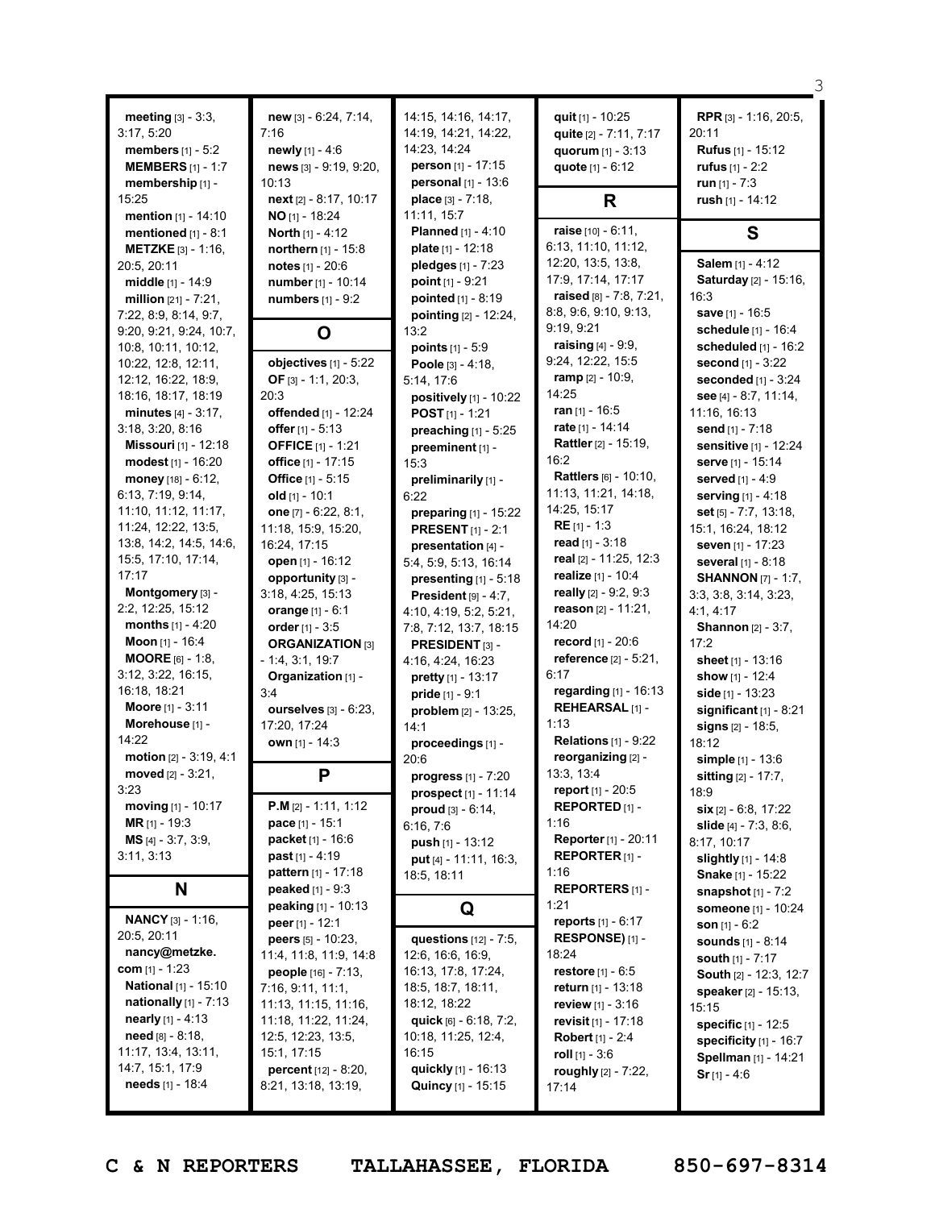**meeting** [3] - 3:3, 3:17, 5:20
**members** [1] - 5:2
**MEMBERS** [1] - 1:7
**membership** [1] - 15:25
**mention** [1] - 14:10
**mentioned** [1] - 8:1
**METZKE** [3] - 1:16, 20:5, 20:11
**middle** [1] - 14:9
**million** [21] - 7:21, 7:22, 8:9, 8:14, 9:7, 9:20, 9:21, 9:24, 10:7, 10:8, 10:11, 10:12, 10:22, 12:8, 12:11, 12:12, 16:22, 18:9, 18:16, 18:17, 18:19
**minutes** [4] - 3:17, 3:18, 3:20, 8:16
**Missouri** [1] - 12:18
**modest** [1] - 16:20
**money** [18] - 6:12, 6:13, 7:19, 9:14, 11:10, 11:12, 11:17, 11:24, 12:22, 13:5, 13:8, 14:2, 14:5, 14:6, 15:5, 17:10, 17:14, 17:17
**Montgomery** [3] - 2:2, 12:25, 15:12
**months** [1] - 4:20
**Moon** [1] - 16:4
**MOORE** [6] - 1:8, 3:12, 3:22, 16:15, 16:18, 18:21
**Moore** [1] - 3:11
**Morehouse** [1] - 14:22
**motion** [2] - 3:19, 4:1
**moved** [2] - 3:21, 3:23
**moving** [1] - 10:17
**MR** [1] - 19:3
**MS** [4] - 3:7, 3:9, 3:11, 3:13

## N

**NANCY** [3] - 1:16, 20:5, 20:11
**nancy@metzke.com** [1] - 1:23
**National** [1] - 15:10
**nationally** [1] - 7:13
**nearly** [1] - 4:13
**need** [8] - 8:18, 11:17, 13:4, 13:11, 14:7, 15:1, 17:9
**needs** [1] - 18:4
**new** [3] - 6:24, 7:14, 7:16
**newly** [1] - 4:6
**news** [3] - 9:19, 9:20, 10:13
**next** [2] - 8:17, 10:17
**NO** [1] - 18:24
**North** [1] - 4:12
**northern** [1] - 15:8
**notes** [1] - 20:6
**number** [1] - 10:14
**numbers** [1] - 9:2

## O

**objectives** [1] - 5:22
**OF** [3] - 1:1, 20:3, 20:3
**offended** [1] - 12:24
**offer** [1] - 5:13
**OFFICE** [1] - 1:21
**office** [1] - 17:15
**Office** [1] - 5:15
**old** [1] - 10:1
**one** [7] - 6:22, 8:1, 11:18, 15:9, 15:20, 16:24, 17:15
**open** [1] - 16:12
**opportunity** [3] - 3:18, 4:25, 15:13
**orange** [1] - 6:1
**order** [1] - 3:5
**ORGANIZATION** [3] - 1:4, 3:1, 19:7
**Organization** [1] - 3:4
**ourselves** [3] - 6:23, 17:20, 17:24
**own** [1] - 14:3

## P

**P.M** [2] - 1:11, 1:12
**pace** [1] - 15:1
**packet** [1] - 16:6
**past** [1] - 4:19
**pattern** [1] - 17:18
**peaked** [1] - 9:3
**peaking** [1] - 10:13
**peer** [1] - 12:1
**peers** [5] - 10:23, 11:4, 11:8, 11:9, 14:8
**people** [16] - 7:13, 7:16, 9:11, 11:1, 11:13, 11:15, 11:16, 11:18, 11:22, 11:24, 12:5, 12:23, 13:5, 15:1, 17:15
**percent** [12] - 8:20, 8:21, 13:18, 13:19, 14:15, 14:16, 14:17, 14:19, 14:21, 14:22, 14:23, 14:24
**person** [1] - 17:15
**personal** [1] - 13:6
**place** [3] - 7:18, 11:11, 15:7
**Planned** [1] - 4:10
**plate** [1] - 12:18
**pledges** [1] - 7:23
**point** [1] - 9:21
**pointed** [1] - 8:19
**pointing** [2] - 12:24, 13:2
**points** [1] - 5:9
**Poole** [3] - 4:18, 5:14, 17:6
**positively** [1] - 10:22
**POST** [1] - 1:21
**preaching** [1] - 5:25
**preeminent** [1] - 15:3
**preliminarily** [1] - 6:22
**preparing** [1] - 15:22
**PRESENT** [1] - 2:1
**presentation** [4] - 5:4, 5:9, 5:13, 16:14
**presenting** [1] - 5:18
**President** [9] - 4:7, 4:10, 4:19, 5:2, 5:21, 7:8, 7:12, 13:7, 18:15
**PRESIDENT** [3] - 4:16, 4:24, 16:23
**pretty** [1] - 13:17
**pride** [1] - 9:1
**problem** [2] - 13:25, 14:1
**proceedings** [1] - 20:6
**progress** [1] - 7:20
**prospect** [1] - 11:14
**proud** [3] - 6:14, 6:16, 7:6
**push** [1] - 13:12
**put** [4] - 11:11, 16:3, 18:5, 18:11

## Q

**questions** [12] - 7:5, 12:6, 16:6, 16:9, 16:13, 17:8, 17:24, 18:5, 18:7, 18:11, 18:12, 18:22
**quick** [6] - 6:18, 7:2, 10:18, 11:25, 12:4, 16:15
**quickly** [1] - 16:13
**Quincy** [1] - 15:15
**quit** [1] - 10:25
**quite** [2] - 7:11, 7:17
**quorum** [1] - 3:13
**quote** [1] - 6:12

## R

**raise** [10] - 6:11, 6:13, 11:10, 11:12, 12:20, 13:5, 13:8, 17:9, 17:14, 17:17
**raised** [8] - 7:8, 7:21, 8:8, 9:6, 9:10, 9:13, 9:19, 9:21
**raising** [4] - 9:9, 9:24, 12:22, 15:5
**ramp** [2] - 10:9, 14:25
**ran** [1] - 16:5
**rate** [1] - 14:14
**Rattler** [2] - 15:19, 16:2
**Rattlers** [6] - 10:10, 11:13, 11:21, 14:18, 14:25, 15:17
**RE** [1] - 1:3
**read** [1] - 3:18
**real** [2] - 11:25, 12:3
**realize** [1] - 10:4
**really** [2] - 9:2, 9:3
**reason** [2] - 11:21, 14:20
**record** [1] - 20:6
**reference** [2] - 5:21, 6:17
**regarding** [1] - 16:13
**REHEARSAL** [1] - 1:13
**Relations** [1] - 9:22
**reorganizing** [2] - 13:3, 13:4
**report** [1] - 20:5
**REPORTED** [1] - 1:16
**Reporter** [1] - 20:11
**REPORTER** [1] - 1:16
**REPORTERS** [1] - 1:21
**reports** [1] - 6:17
**RESPONSE)** [1] - 18:24
**restore** [1] - 6:5
**return** [1] - 13:18
**review** [1] - 3:16
**revisit** [1] - 17:18
**Robert** [1] - 2:4
**roll** [1] - 3:6
**roughly** [2] - 7:22, 17:14
**RPR** [3] - 1:16, 20:5, 20:11
**Rufus** [1] - 15:12
**rufus** [1] - 2:2
**run** [1] - 7:3
**rush** [1] - 14:12

## S

**Salem** [1] - 4:12
**Saturday** [2] - 15:16, 16:3
**save** [1] - 16:5
**schedule** [1] - 16:4
**scheduled** [1] - 16:2
**second** [1] - 3:22
**seconded** [1] - 3:24
**see** [4] - 8:7, 11:14, 11:16, 16:13
**send** [1] - 7:18
**sensitive** [1] - 12:24
**serve** [1] - 15:14
**served** [1] - 4:9
**serving** [1] - 4:18
**set** [5] - 7:7, 13:18, 15:1, 16:24, 18:12
**seven** [1] - 17:23
**several** [1] - 8:18
**SHANNON** [7] - 1:7, 3:3, 3:8, 3:14, 3:23, 4:1, 4:17
**Shannon** [2] - 3:7, 17:2
**sheet** [1] - 13:16
**show** [1] - 12:4
**side** [1] - 13:23
**significant** [1] - 8:21
**signs** [2] - 18:5, 18:12
**simple** [1] - 13:6
**sitting** [2] - 17:7, 18:9
**six** [2] - 6:8, 17:22
**slide** [4] - 7:3, 8:6, 8:17, 10:17
**slightly** [1] - 14:8
**Snake** [1] - 15:22
**snapshot** [1] - 7:2
**someone** [1] - 10:24
**son** [1] - 6:2
**sounds** [1] - 8:14
**south** [1] - 7:17
**South** [2] - 12:3, 12:7
**speaker** [2] - 15:13, 15:15
**specific** [1] - 12:5
**specificity** [1] - 16:7
**Spellman** [1] - 14:21
**Sr** [1] - 4:6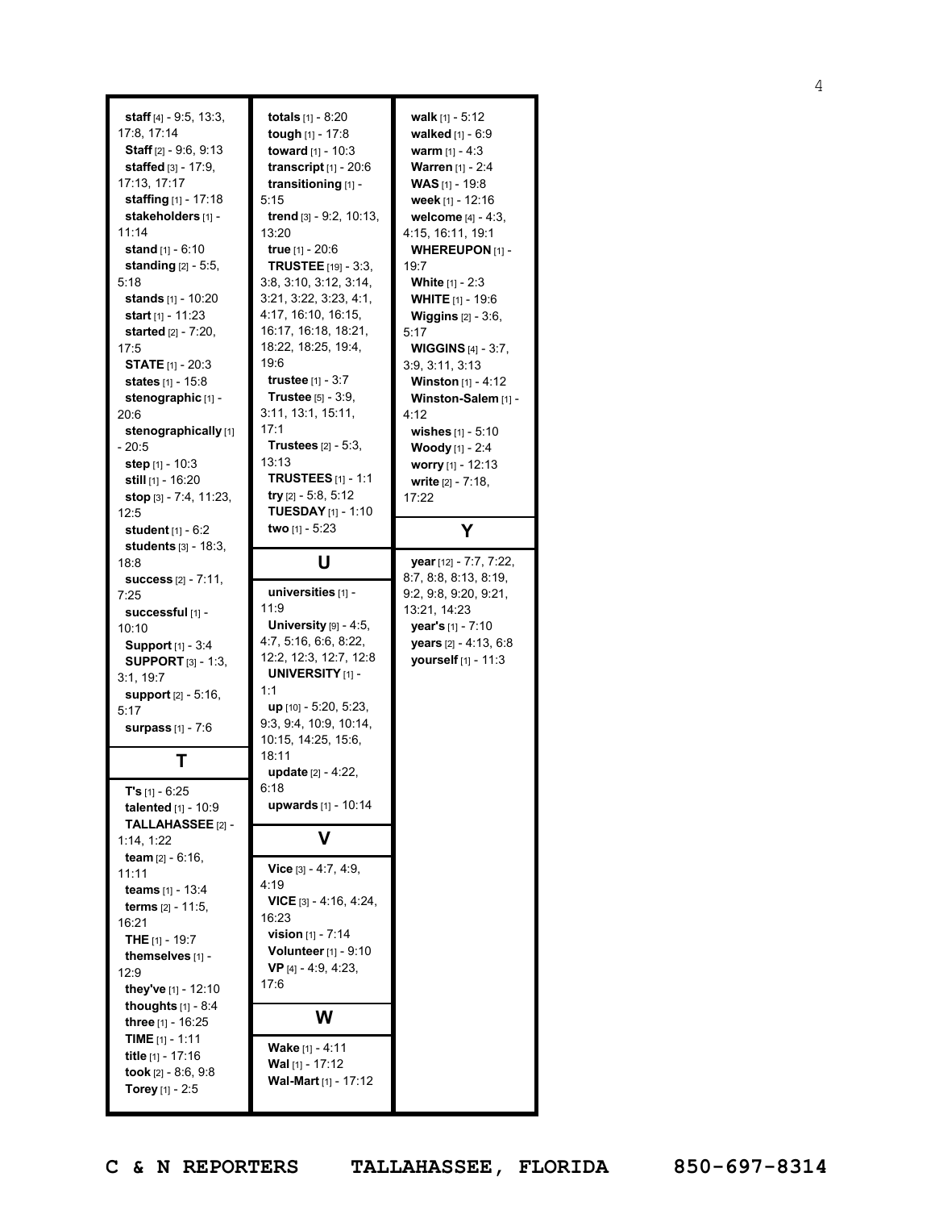**staff** [4] - 9:5, 13:3, 17:8, 17:14
**Staff** [2] - 9:6, 9:13
**staffed** [3] - 17:9, 17:13, 17:17
**staffing** [1] - 17:18
**stakeholders** [1] - 11:14
**stand** [1] - 6:10
**standing** [2] - 5:5, 5:18
**stands** [1] - 10:20
**start** [1] - 11:23
**started** [2] - 7:20, 17:5
**STATE** [1] - 20:3
**states** [1] - 15:8
**stenographic** [1] - 20:6
**stenographically** [1] - 20:5
**step** [1] - 10:3
**still** [1] - 16:20
**stop** [3] - 7:4, 11:23, 12:5
**student** [1] - 6:2
**students** [3] - 18:3, 18:8
**success** [2] - 7:11, 7:25
**successful** [1] - 10:10
**Support** [1] - 3:4
**SUPPORT** [3] - 1:3, 3:1, 19:7
**support** [2] - 5:16, 5:17
**surpass** [1] - 7:6

## T

**T's** [1] - 6:25
**talented** [1] - 10:9
**TALLAHASSEE** [2] - 1:14, 1:22
**team** [2] - 6:16, 11:11
**teams** [1] - 13:4
**terms** [2] - 11:5, 16:21
**THE** [1] - 19:7
**themselves** [1] - 12:9
**they've** [1] - 12:10
**thoughts** [1] - 8:4
**three** [1] - 16:25
**TIME** [1] - 1:11
**title** [1] - 17:16
**took** [2] - 8:6, 9:8
**Torey** [1] - 2:5
**totals** [1] - 8:20
**tough** [1] - 17:8
**toward** [1] - 10:3
**transcript** [1] - 20:6
**transitioning** [1] - 5:15
**trend** [3] - 9:2, 10:13, 13:20
**true** [1] - 20:6
**TRUSTEE** [19] - 3:3, 3:8, 3:10, 3:12, 3:14, 3:21, 3:22, 3:23, 4:1, 4:17, 16:10, 16:15, 16:17, 16:18, 18:21, 18:22, 18:25, 19:4, 19:6
**trustee** [1] - 3:7
**Trustee** [5] - 3:9, 3:11, 13:1, 15:11, 17:1
**Trustees** [2] - 5:3, 13:13
**TRUSTEES** [1] - 1:1
**try** [2] - 5:8, 5:12
**TUESDAY** [1] - 1:10
**two** [1] - 5:23

## U

**universities** [1] - 11:9
**University** [9] - 4:5, 4:7, 5:16, 6:6, 8:22, 12:2, 12:3, 12:7, 12:8
**UNIVERSITY** [1] - 1:1
**up** [10] - 5:20, 5:23, 9:3, 9:4, 10:9, 10:14, 10:15, 14:25, 15:6, 18:11
**update** [2] - 4:22, 6:18
**upwards** [1] - 10:14

## V

**Vice** [3] - 4:7, 4:9, 4:19
**VICE** [3] - 4:16, 4:24, 16:23
**vision** [1] - 7:14
**Volunteer** [1] - 9:10
**VP** [4] - 4:9, 4:23, 17:6

## W

**Wake** [1] - 4:11
**Wal** [1] - 17:12
**Wal-Mart** [1] - 17:12
**walk** [1] - 5:12
**walked** [1] - 6:9
**warm** [1] - 4:3
**Warren** [1] - 2:4
**WAS** [1] - 19:8
**week** [1] - 12:16
**welcome** [4] - 4:3, 4:15, 16:11, 19:1
**WHEREUPON** [1] - 19:7
**White** [1] - 2:3
**WHITE** [1] - 19:6
**Wiggins** [2] - 3:6, 5:17
**WIGGINS** [4] - 3:7, 3:9, 3:11, 3:13
**Winston** [1] - 4:12
**Winston-Salem** [1] - 4:12
**wishes** [1] - 5:10
**Woody** [1] - 2:4
**worry** [1] - 12:13
**write** [2] - 7:18, 17:22

## Y

**year** [12] - 7:7, 7:22, 8:7, 8:8, 8:13, 8:19, 9:2, 9:8, 9:20, 9:21, 13:21, 14:23
**year's** [1] - 7:10
**years** [2] - 4:13, 6:8
**yourself** [1] - 11:3